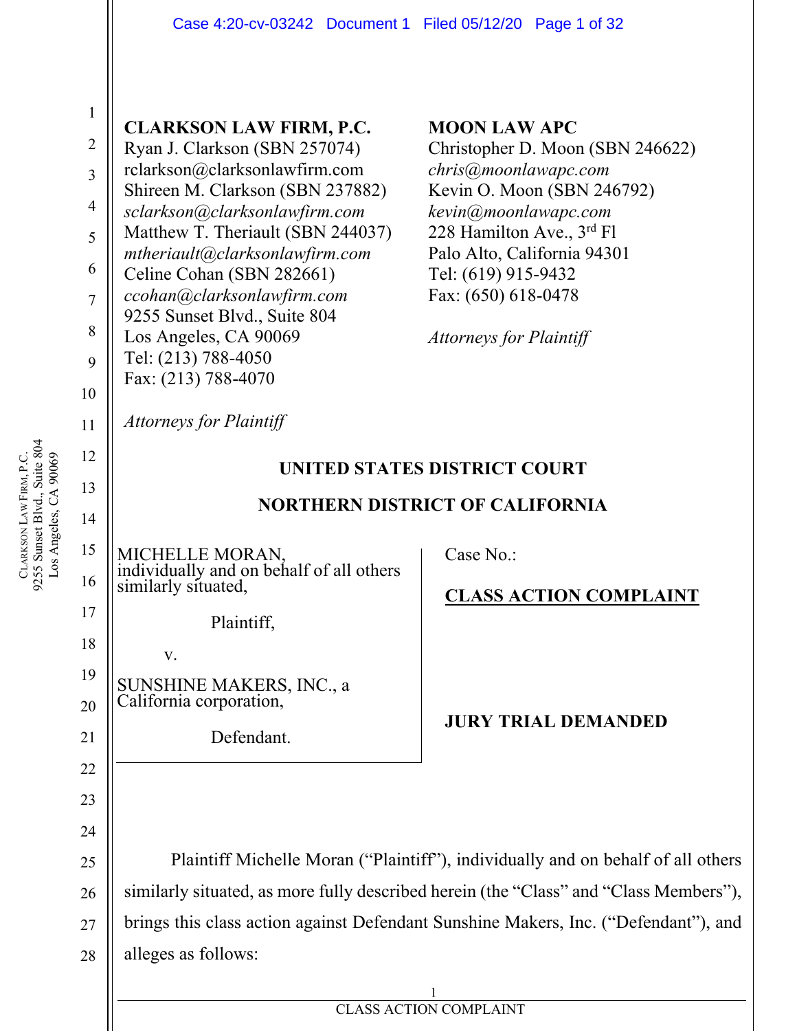**CLARKSON LAW FIRM, P.C.**
Ryan J. Clarkson (SBN 257074)
rclarkson@clarksonlawfirm.com
Shireen M. Clarkson (SBN 237882)
*sclarkson@clarksonlawfirm.com*
Matthew T. Theriault (SBN 244037)
*mtheriault@clarksonlawfirm.com*
Celine Cohan (SBN 282661)
*ccohan@clarksonlawfirm.com*
9255 Sunset Blvd., Suite 804
Los Angeles, CA 90069
Tel: (213) 788-4050
Fax: (213) 788-4070

*Attorneys for Plaintiff*

**MOON LAW APC**
Christopher D. Moon (SBN 246622)
*chris@moonlawapc.com*
Kevin O. Moon (SBN 246792)
*kevin@moonlawapc.com*
228 Hamilton Ave., 3rd Fl
Palo Alto, California 94301
Tel: (619) 915-9432
Fax: (650) 618-0478

*Attorneys for Plaintiff*

**UNITED STATES DISTRICT COURT**

**NORTHERN DISTRICT OF CALIFORNIA**

MICHELLE MORAN, individually and on behalf of all others similarly situated,

Plaintiff,

v.

SUNSHINE MAKERS, INC., a California corporation,

Defendant.

Case No.:

**CLASS ACTION COMPLAINT**

**JURY TRIAL DEMANDED**

Plaintiff Michelle Moran ("Plaintiff"), individually and on behalf of all others similarly situated, as more fully described herein (the "Class" and "Class Members"), brings this class action against Defendant Sunshine Makers, Inc. ("Defendant"), and alleges as follows: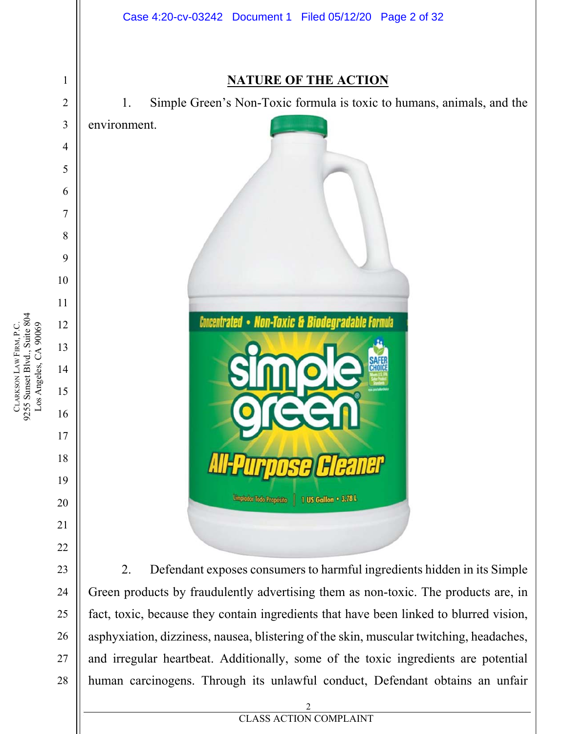## NATURE OF THE ACTION

1. Simple Green's Non-Toxic formula is toxic to humans, animals, and the environment.

2. Defendant exposes consumers to harmful ingredients hidden in its Simple Green products by fraudulently advertising them as non-toxic. The products are, in fact, toxic, because they contain ingredients that have been linked to blurred vision, asphyxiation, dizziness, nausea, blistering of the skin, muscular twitching, headaches, and irregular heartbeat. Additionally, some of the toxic ingredients are potential human carcinogens. Through its unlawful conduct, Defendant obtains an unfair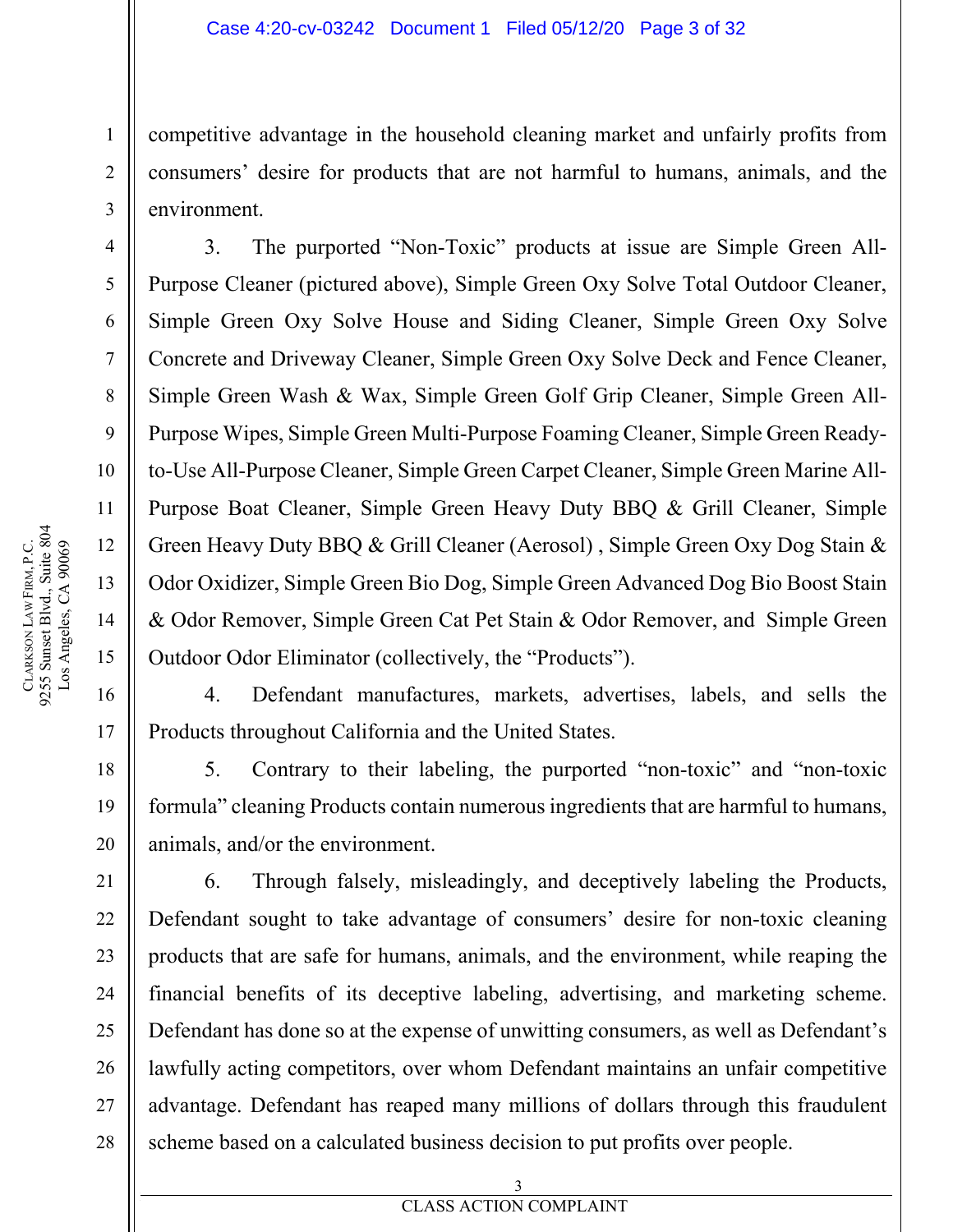competitive advantage in the household cleaning market and unfairly profits from consumers' desire for products that are not harmful to humans, animals, and the environment.

3. The purported "Non-Toxic" products at issue are Simple Green All-Purpose Cleaner (pictured above), Simple Green Oxy Solve Total Outdoor Cleaner, Simple Green Oxy Solve House and Siding Cleaner, Simple Green Oxy Solve Concrete and Driveway Cleaner, Simple Green Oxy Solve Deck and Fence Cleaner, Simple Green Wash & Wax, Simple Green Golf Grip Cleaner, Simple Green All-Purpose Wipes, Simple Green Multi-Purpose Foaming Cleaner, Simple Green Ready-to-Use All-Purpose Cleaner, Simple Green Carpet Cleaner, Simple Green Marine All-Purpose Boat Cleaner, Simple Green Heavy Duty BBQ & Grill Cleaner, Simple Green Heavy Duty BBQ & Grill Cleaner (Aerosol) , Simple Green Oxy Dog Stain & Odor Oxidizer, Simple Green Bio Dog, Simple Green Advanced Dog Bio Boost Stain & Odor Remover, Simple Green Cat Pet Stain & Odor Remover, and Simple Green Outdoor Odor Eliminator (collectively, the "Products").

4. Defendant manufactures, markets, advertises, labels, and sells the Products throughout California and the United States.

5. Contrary to their labeling, the purported "non-toxic" and "non-toxic formula" cleaning Products contain numerous ingredients that are harmful to humans, animals, and/or the environment.

6. Through falsely, misleadingly, and deceptively labeling the Products, Defendant sought to take advantage of consumers' desire for non-toxic cleaning products that are safe for humans, animals, and the environment, while reaping the financial benefits of its deceptive labeling, advertising, and marketing scheme. Defendant has done so at the expense of unwitting consumers, as well as Defendant's lawfully acting competitors, over whom Defendant maintains an unfair competitive advantage. Defendant has reaped many millions of dollars through this fraudulent scheme based on a calculated business decision to put profits over people.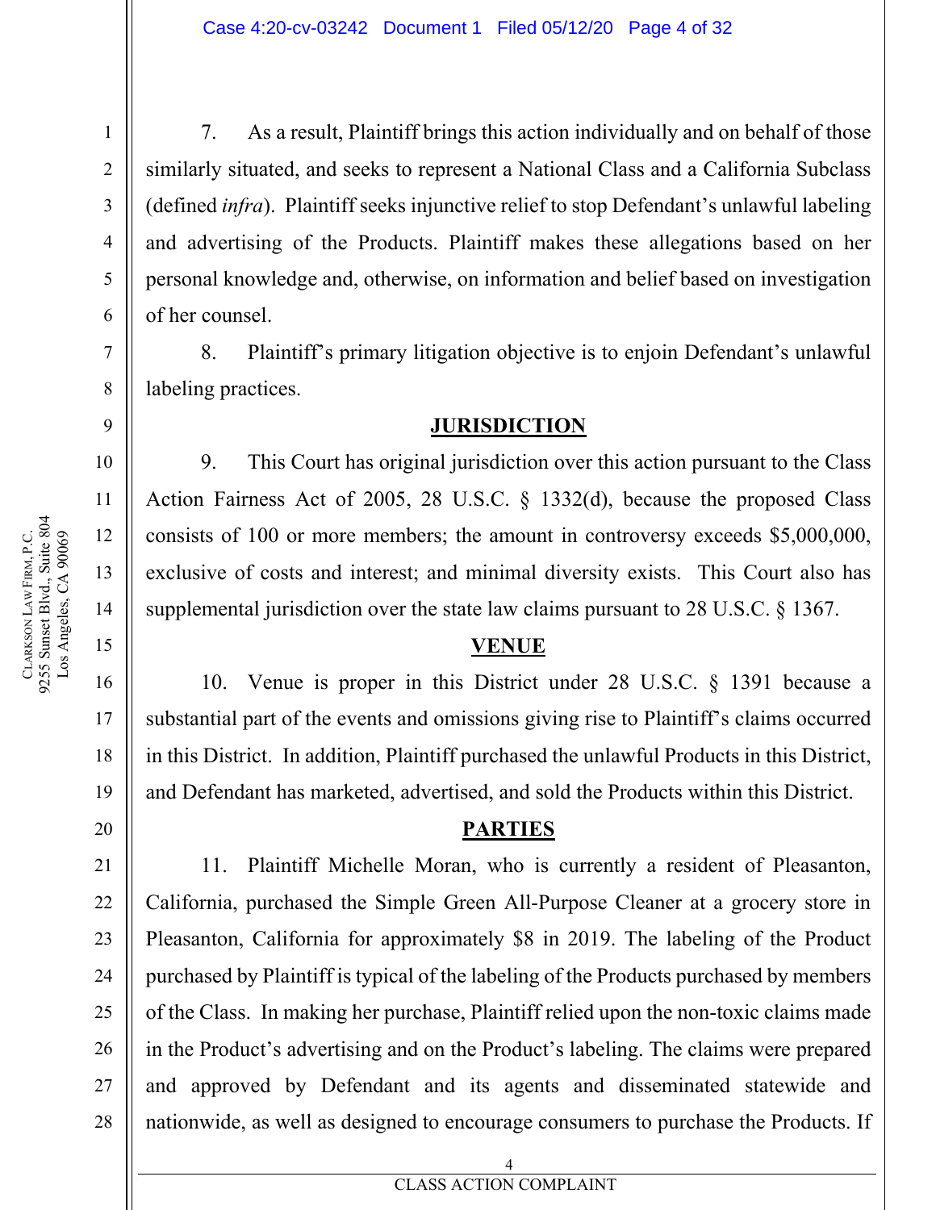7. As a result, Plaintiff brings this action individually and on behalf of those similarly situated, and seeks to represent a National Class and a California Subclass (defined *infra*). Plaintiff seeks injunctive relief to stop Defendant's unlawful labeling and advertising of the Products. Plaintiff makes these allegations based on her personal knowledge and, otherwise, on information and belief based on investigation of her counsel.

8. Plaintiff's primary litigation objective is to enjoin Defendant's unlawful labeling practices.

## JURISDICTION

9. This Court has original jurisdiction over this action pursuant to the Class Action Fairness Act of 2005, 28 U.S.C. § 1332(d), because the proposed Class consists of 100 or more members; the amount in controversy exceeds $5,000,000, exclusive of costs and interest; and minimal diversity exists. This Court also has supplemental jurisdiction over the state law claims pursuant to 28 U.S.C. § 1367.

## VENUE

10. Venue is proper in this District under 28 U.S.C. § 1391 because a substantial part of the events and omissions giving rise to Plaintiff's claims occurred in this District. In addition, Plaintiff purchased the unlawful Products in this District, and Defendant has marketed, advertised, and sold the Products within this District.

## PARTIES

11. Plaintiff Michelle Moran, who is currently a resident of Pleasanton, California, purchased the Simple Green All-Purpose Cleaner at a grocery store in Pleasanton, California for approximately $8 in 2019. The labeling of the Product purchased by Plaintiff is typical of the labeling of the Products purchased by members of the Class. In making her purchase, Plaintiff relied upon the non-toxic claims made in the Product's advertising and on the Product's labeling. The claims were prepared and approved by Defendant and its agents and disseminated statewide and nationwide, as well as designed to encourage consumers to purchase the Products. If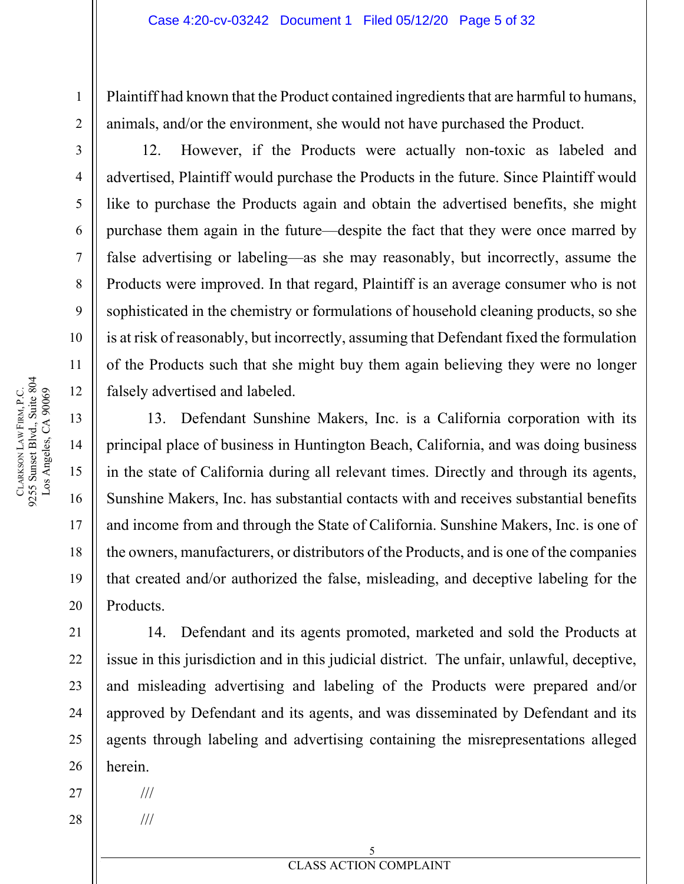Plaintiff had known that the Product contained ingredients that are harmful to humans, animals, and/or the environment, she would not have purchased the Product.

12. However, if the Products were actually non-toxic as labeled and advertised, Plaintiff would purchase the Products in the future. Since Plaintiff would like to purchase the Products again and obtain the advertised benefits, she might purchase them again in the future—despite the fact that they were once marred by false advertising or labeling—as she may reasonably, but incorrectly, assume the Products were improved. In that regard, Plaintiff is an average consumer who is not sophisticated in the chemistry or formulations of household cleaning products, so she is at risk of reasonably, but incorrectly, assuming that Defendant fixed the formulation of the Products such that she might buy them again believing they were no longer falsely advertised and labeled.

13. Defendant Sunshine Makers, Inc. is a California corporation with its principal place of business in Huntington Beach, California, and was doing business in the state of California during all relevant times. Directly and through its agents, Sunshine Makers, Inc. has substantial contacts with and receives substantial benefits and income from and through the State of California. Sunshine Makers, Inc. is one of the owners, manufacturers, or distributors of the Products, and is one of the companies that created and/or authorized the false, misleading, and deceptive labeling for the Products.

14. Defendant and its agents promoted, marketed and sold the Products at issue in this jurisdiction and in this judicial district. The unfair, unlawful, deceptive, and misleading advertising and labeling of the Products were prepared and/or approved by Defendant and its agents, and was disseminated by Defendant and its agents through labeling and advertising containing the misrepresentations alleged herein.

///

///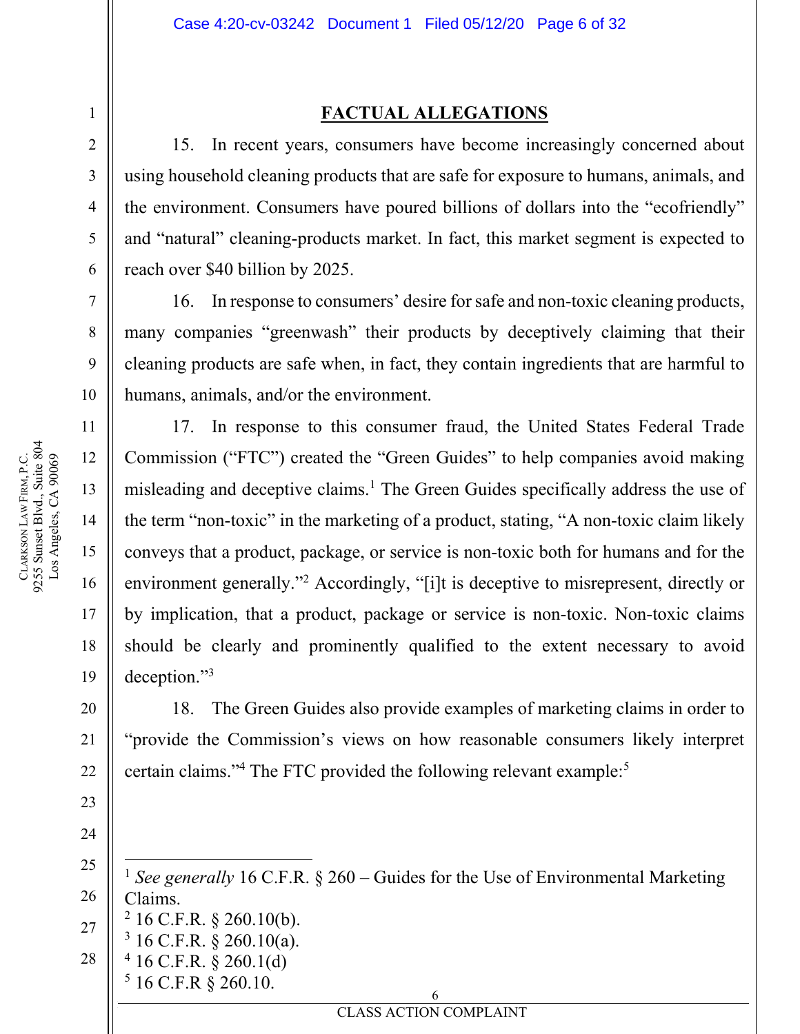## FACTUAL ALLEGATIONS

15. In recent years, consumers have become increasingly concerned about using household cleaning products that are safe for exposure to humans, animals, and the environment. Consumers have poured billions of dollars into the "ecofriendly" and "natural" cleaning-products market. In fact, this market segment is expected to reach over $40 billion by 2025.

16. In response to consumers' desire for safe and non-toxic cleaning products, many companies "greenwash" their products by deceptively claiming that their cleaning products are safe when, in fact, they contain ingredients that are harmful to humans, animals, and/or the environment.

17. In response to this consumer fraud, the United States Federal Trade Commission ("FTC") created the "Green Guides" to help companies avoid making misleading and deceptive claims.[1] The Green Guides specifically address the use of the term "non-toxic" in the marketing of a product, stating, "A non-toxic claim likely conveys that a product, package, or service is non-toxic both for humans and for the environment generally."[2] Accordingly, "[i]t is deceptive to misrepresent, directly or by implication, that a product, package or service is non-toxic. Non-toxic claims should be clearly and prominently qualified to the extent necessary to avoid deception."[3]

18. The Green Guides also provide examples of marketing claims in order to "provide the Commission's views on how reasonable consumers likely interpret certain claims."[4] The FTC provided the following relevant example:[5]

---

[1] *See generally* 16 C.F.R. § 260 – Guides for the Use of Environmental Marketing Claims.

[2] 16 C.F.R. § 260.10(b).

[3] 16 C.F.R. § 260.10(a).

[4] 16 C.F.R. § 260.1(d)

[5] 16 C.F.R § 260.10.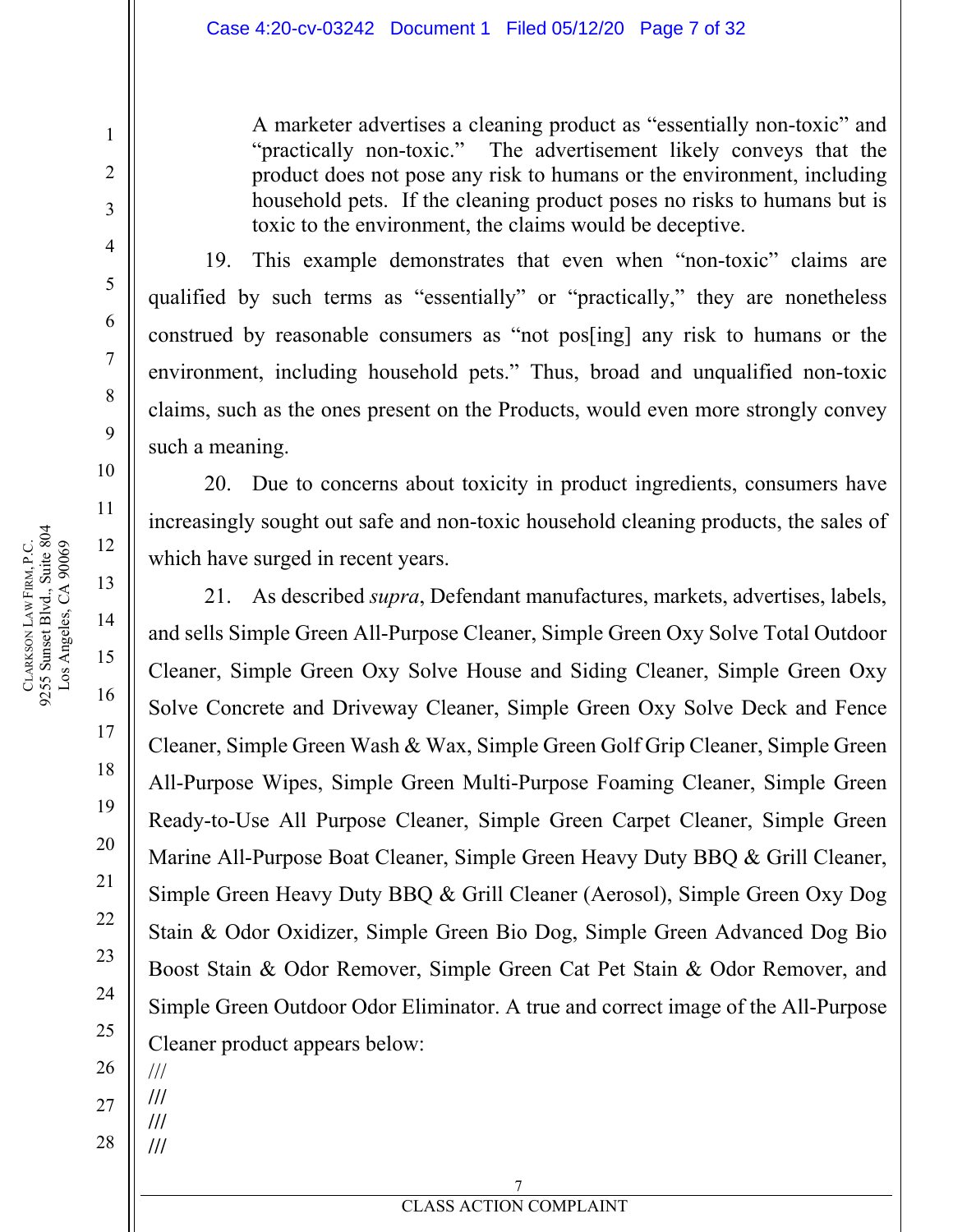> A marketer advertises a cleaning product as "essentially non-toxic" and "practically non-toxic." The advertisement likely conveys that the product does not pose any risk to humans or the environment, including household pets. If the cleaning product poses no risks to humans but is toxic to the environment, the claims would be deceptive.

19. This example demonstrates that even when "non-toxic" claims are qualified by such terms as "essentially" or "practically," they are nonetheless construed by reasonable consumers as "not pos[ing] any risk to humans or the environment, including household pets." Thus, broad and unqualified non-toxic claims, such as the ones present on the Products, would even more strongly convey such a meaning.

20. Due to concerns about toxicity in product ingredients, consumers have increasingly sought out safe and non-toxic household cleaning products, the sales of which have surged in recent years.

21. As described *supra*, Defendant manufactures, markets, advertises, labels, and sells Simple Green All-Purpose Cleaner, Simple Green Oxy Solve Total Outdoor Cleaner, Simple Green Oxy Solve House and Siding Cleaner, Simple Green Oxy Solve Concrete and Driveway Cleaner, Simple Green Oxy Solve Deck and Fence Cleaner, Simple Green Wash & Wax, Simple Green Golf Grip Cleaner, Simple Green All-Purpose Wipes, Simple Green Multi-Purpose Foaming Cleaner, Simple Green Ready-to-Use All Purpose Cleaner, Simple Green Carpet Cleaner, Simple Green Marine All-Purpose Boat Cleaner, Simple Green Heavy Duty BBQ & Grill Cleaner, Simple Green Heavy Duty BBQ & Grill Cleaner (Aerosol), Simple Green Oxy Dog Stain & Odor Oxidizer, Simple Green Bio Dog, Simple Green Advanced Dog Bio Boost Stain & Odor Remover, Simple Green Cat Pet Stain & Odor Remover, and Simple Green Outdoor Odor Eliminator. A true and correct image of the All-Purpose Cleaner product appears below:

///

///

///

///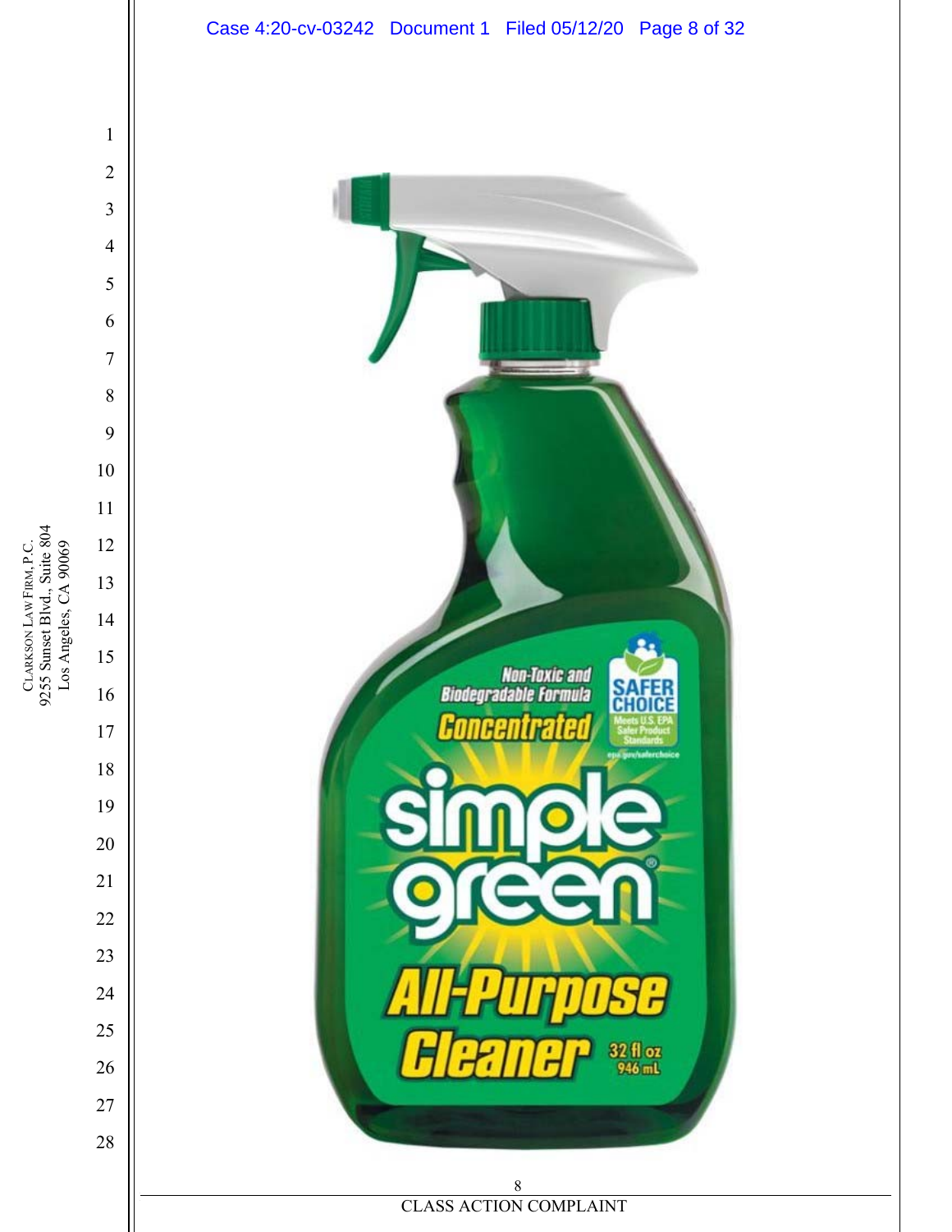Non-Toxic and Biodegradable Formula

Concentrated

SAFER CHOICE

Meets U.S. EPA Safer Product Standards

epa.gov/saferchoice

simple green®

All-Purpose Cleaner

32 fl oz 946 mL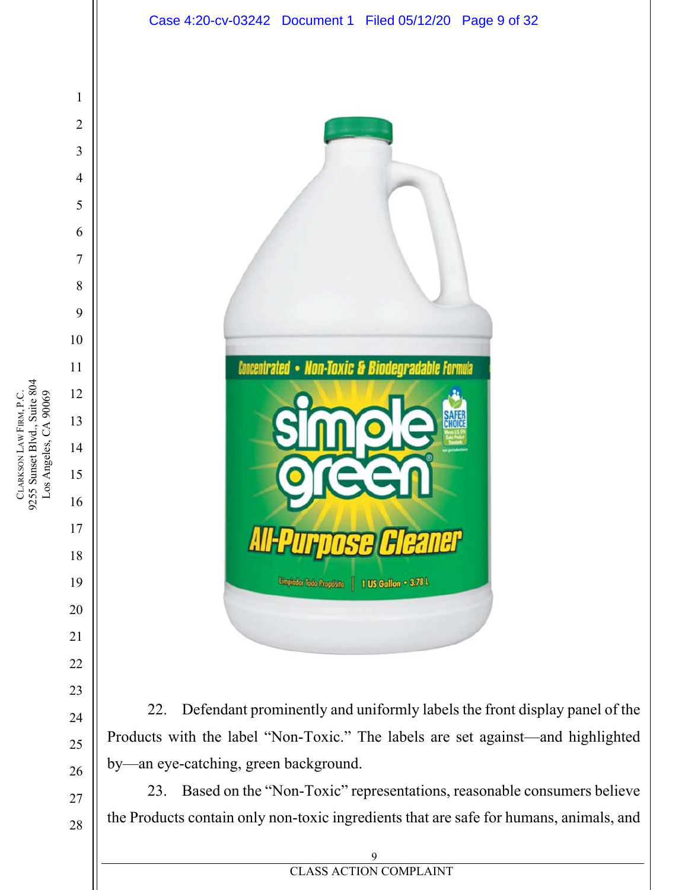22. Defendant prominently and uniformly labels the front display panel of the Products with the label "Non-Toxic." The labels are set against—and highlighted by—an eye-catching, green background.

23. Based on the "Non-Toxic" representations, reasonable consumers believe the Products contain only non-toxic ingredients that are safe for humans, animals, and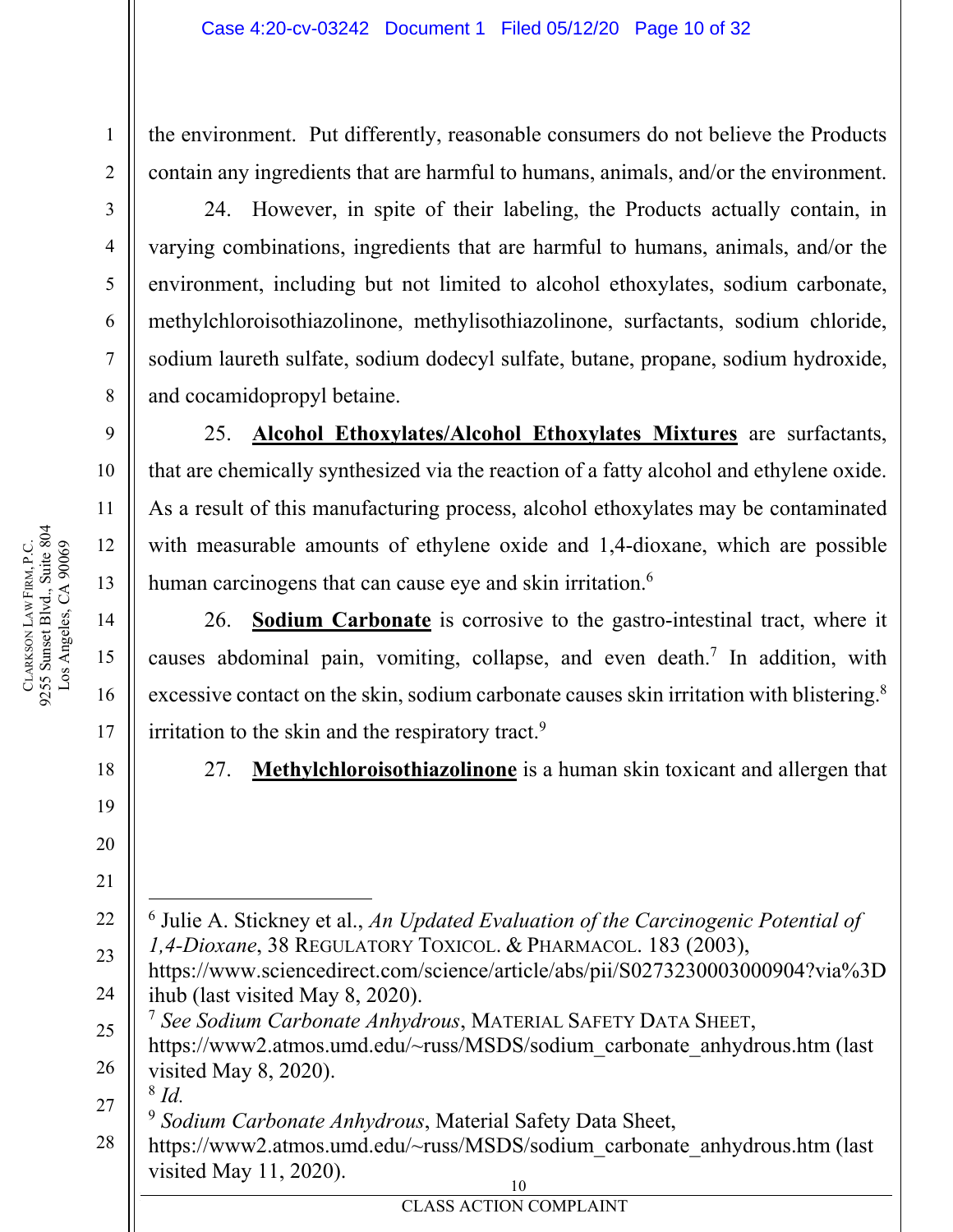the environment. Put differently, reasonable consumers do not believe the Products contain any ingredients that are harmful to humans, animals, and/or the environment.

24. However, in spite of their labeling, the Products actually contain, in varying combinations, ingredients that are harmful to humans, animals, and/or the environment, including but not limited to alcohol ethoxylates, sodium carbonate, methylchloroisothiazolinone, methylisothiazolinone, surfactants, sodium chloride, sodium laureth sulfate, sodium dodecyl sulfate, butane, propane, sodium hydroxide, and cocamidopropyl betaine.

25. **Alcohol Ethoxylates/Alcohol Ethoxylates Mixtures** are surfactants, that are chemically synthesized via the reaction of a fatty alcohol and ethylene oxide. As a result of this manufacturing process, alcohol ethoxylates may be contaminated with measurable amounts of ethylene oxide and 1,4-dioxane, which are possible human carcinogens that can cause eye and skin irritation.[6]

26. **Sodium Carbonate** is corrosive to the gastro-intestinal tract, where it causes abdominal pain, vomiting, collapse, and even death.[7] In addition, with excessive contact on the skin, sodium carbonate causes skin irritation with blistering.[8] irritation to the skin and the respiratory tract.[9]

27. **Methylchloroisothiazolinone** is a human skin toxicant and allergen that

---

[6] Julie A. Stickney et al., *An Updated Evaluation of the Carcinogenic Potential of 1,4-Dioxane*, 38 REGULATORY TOXICOL. & PHARMACOL. 183 (2003), https://www.sciencedirect.com/science/article/abs/pii/S0273230003000904?via%3Dihub (last visited May 8, 2020).

[7] *See Sodium Carbonate Anhydrous*, MATERIAL SAFETY DATA SHEET, https://www2.atmos.umd.edu/~russ/MSDS/sodium_carbonate_anhydrous.htm (last visited May 8, 2020).

[8] *Id.*

[9] *Sodium Carbonate Anhydrous*, Material Safety Data Sheet, https://www2.atmos.umd.edu/~russ/MSDS/sodium_carbonate_anhydrous.htm (last visited May 11, 2020).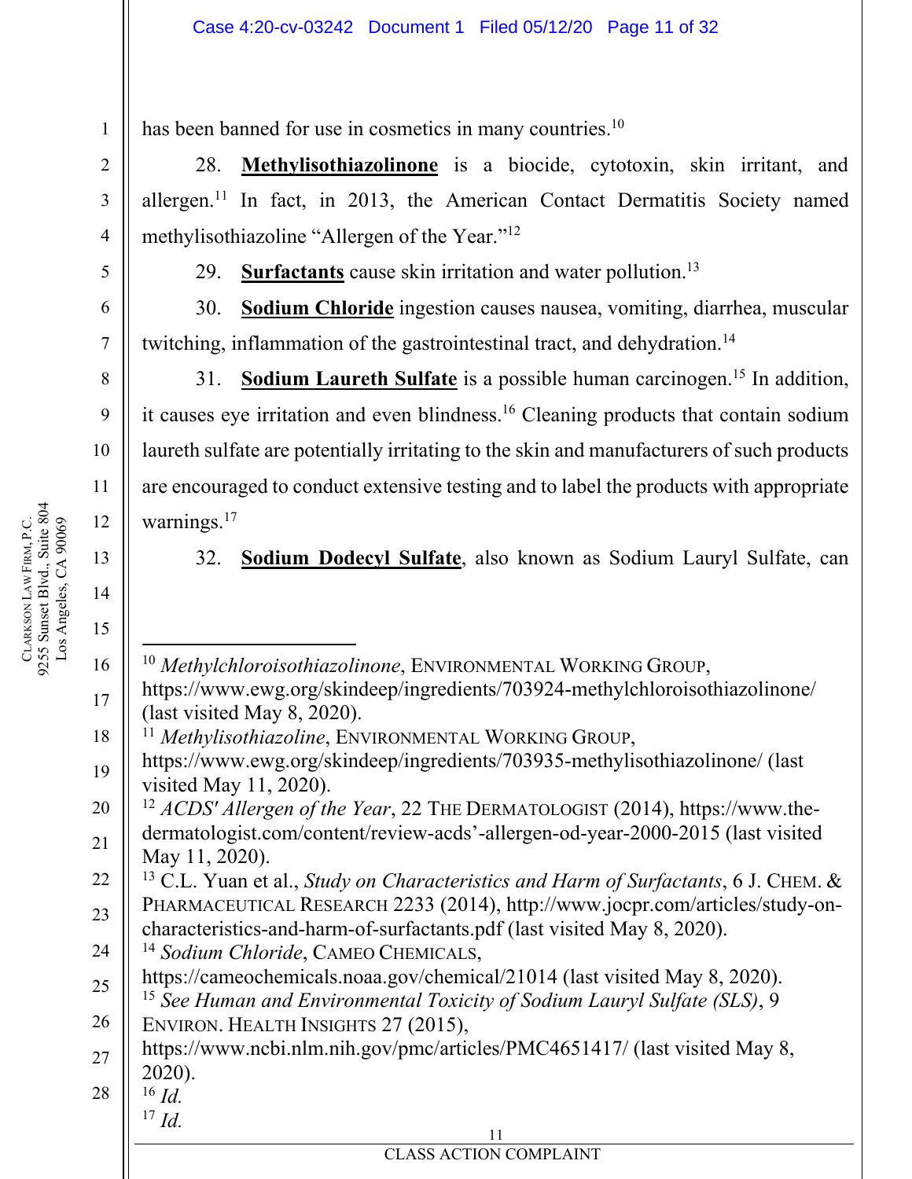has been banned for use in cosmetics in many countries.[10]

28. **Methylisothiazolinone** is a biocide, cytotoxin, skin irritant, and allergen.[11] In fact, in 2013, the American Contact Dermatitis Society named methylisothiazoline "Allergen of the Year."[12]

29. **Surfactants** cause skin irritation and water pollution.[13]

30. **Sodium Chloride** ingestion causes nausea, vomiting, diarrhea, muscular twitching, inflammation of the gastrointestinal tract, and dehydration.[14]

31. **Sodium Laureth Sulfate** is a possible human carcinogen.[15] In addition, it causes eye irritation and even blindness.[16] Cleaning products that contain sodium laureth sulfate are potentially irritating to the skin and manufacturers of such products are encouraged to conduct extensive testing and to label the products with appropriate warnings.[17]

32. **Sodium Dodecyl Sulfate**, also known as Sodium Lauryl Sulfate, can

---

[10] *Methylchloroisothiazolinone*, ENVIRONMENTAL WORKING GROUP, https://www.ewg.org/skindeep/ingredients/703924-methylchloroisothiazolinone/ (last visited May 8, 2020).

[11] *Methylisothiazoline*, ENVIRONMENTAL WORKING GROUP, https://www.ewg.org/skindeep/ingredients/703935-methylisothiazolinone/ (last visited May 11, 2020).

[12] *ACDS' Allergen of the Year*, 22 THE DERMATOLOGIST (2014), https://www.the-dermatologist.com/content/review-acds'-allergen-od-year-2000-2015 (last visited May 11, 2020).

[13] C.L. Yuan et al., *Study on Characteristics and Harm of Surfactants*, 6 J. CHEM. & PHARMACEUTICAL RESEARCH 2233 (2014), http://www.jocpr.com/articles/study-on-characteristics-and-harm-of-surfactants.pdf (last visited May 8, 2020).

[14] *Sodium Chloride*, CAMEO CHEMICALS, https://cameochemicals.noaa.gov/chemical/21014 (last visited May 8, 2020).

[15] *See Human and Environmental Toxicity of Sodium Lauryl Sulfate (SLS)*, 9 ENVIRON. HEALTH INSIGHTS 27 (2015), https://www.ncbi.nlm.nih.gov/pmc/articles/PMC4651417/ (last visited May 8, 2020).

[16] *Id.*

[17] *Id.*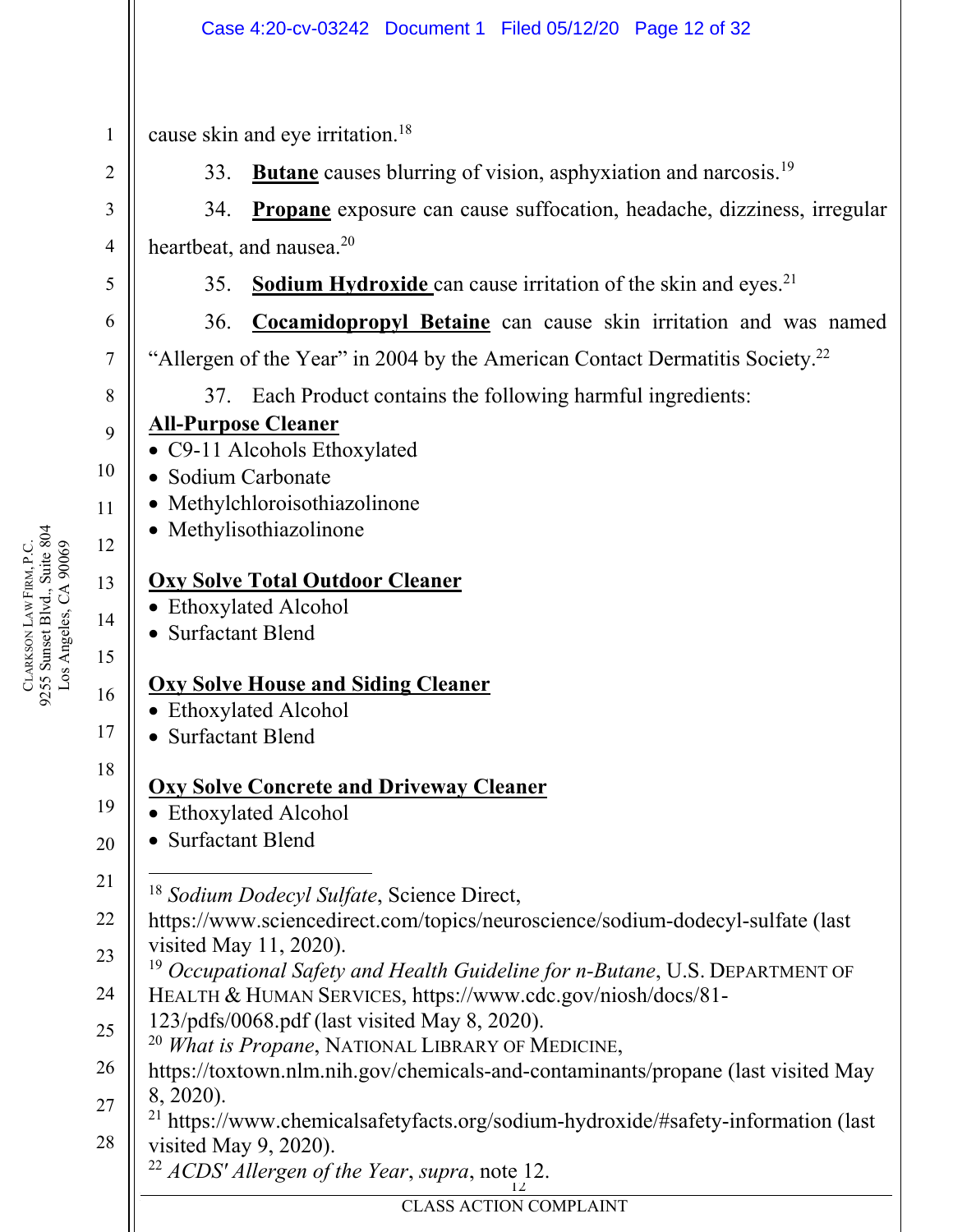cause skin and eye irritation.[18]

33. **Butane** causes blurring of vision, asphyxiation and narcosis.[19]

34. **Propane** exposure can cause suffocation, headache, dizziness, irregular heartbeat, and nausea.[20]

35. **Sodium Hydroxide** can cause irritation of the skin and eyes.[21]

36. **Cocamidopropyl Betaine** can cause skin irritation and was named "Allergen of the Year" in 2004 by the American Contact Dermatitis Society.[22]

37. Each Product contains the following harmful ingredients:

**All-Purpose Cleaner**
- C9-11 Alcohols Ethoxylated
- Sodium Carbonate
- Methylchloroisothiazolinone
- Methylisothiazolinone

**Oxy Solve Total Outdoor Cleaner**
- Ethoxylated Alcohol
- Surfactant Blend

**Oxy Solve House and Siding Cleaner**
- Ethoxylated Alcohol
- Surfactant Blend

**Oxy Solve Concrete and Driveway Cleaner**
- Ethoxylated Alcohol
- Surfactant Blend

---

[18] *Sodium Dodecyl Sulfate*, Science Direct, https://www.sciencedirect.com/topics/neuroscience/sodium-dodecyl-sulfate (last visited May 11, 2020).

[19] *Occupational Safety and Health Guideline for n-Butane*, U.S. DEPARTMENT OF HEALTH & HUMAN SERVICES, https://www.cdc.gov/niosh/docs/81-123/pdfs/0068.pdf (last visited May 8, 2020).

[20] *What is Propane*, NATIONAL LIBRARY OF MEDICINE, https://toxtown.nlm.nih.gov/chemicals-and-contaminants/propane (last visited May 8, 2020).

[21] https://www.chemicalsafetyfacts.org/sodium-hydroxide/#safety-information (last visited May 9, 2020).

[22] *ACDS' Allergen of the Year*, *supra*, note 12.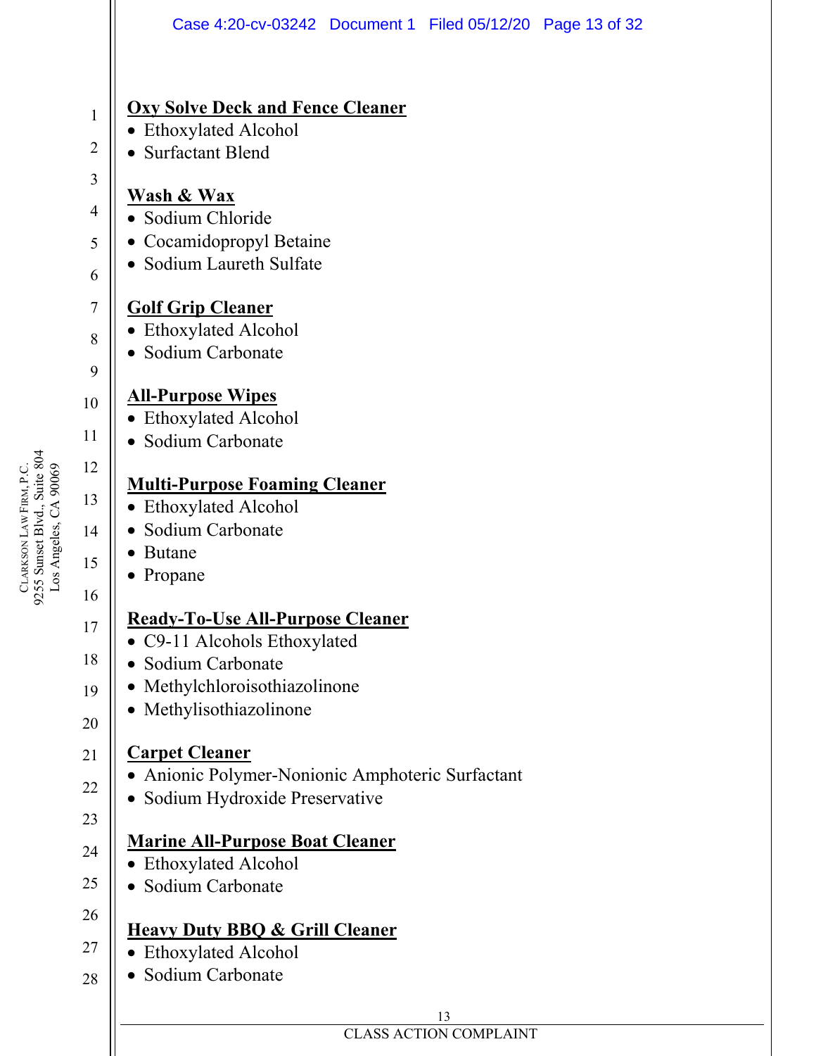**Oxy Solve Deck and Fence Cleaner**
- Ethoxylated Alcohol
- Surfactant Blend

**Wash & Wax**
- Sodium Chloride
- Cocamidopropyl Betaine
- Sodium Laureth Sulfate

**Golf Grip Cleaner**
- Ethoxylated Alcohol
- Sodium Carbonate

**All-Purpose Wipes**
- Ethoxylated Alcohol
- Sodium Carbonate

**Multi-Purpose Foaming Cleaner**
- Ethoxylated Alcohol
- Sodium Carbonate
- Butane
- Propane

**Ready-To-Use All-Purpose Cleaner**
- C9-11 Alcohols Ethoxylated
- Sodium Carbonate
- Methylchloroisothiazolinone
- Methylisothiazolinone

**Carpet Cleaner**
- Anionic Polymer-Nonionic Amphoteric Surfactant
- Sodium Hydroxide Preservative

**Marine All-Purpose Boat Cleaner**
- Ethoxylated Alcohol
- Sodium Carbonate

**Heavy Duty BBQ & Grill Cleaner**
- Ethoxylated Alcohol
- Sodium Carbonate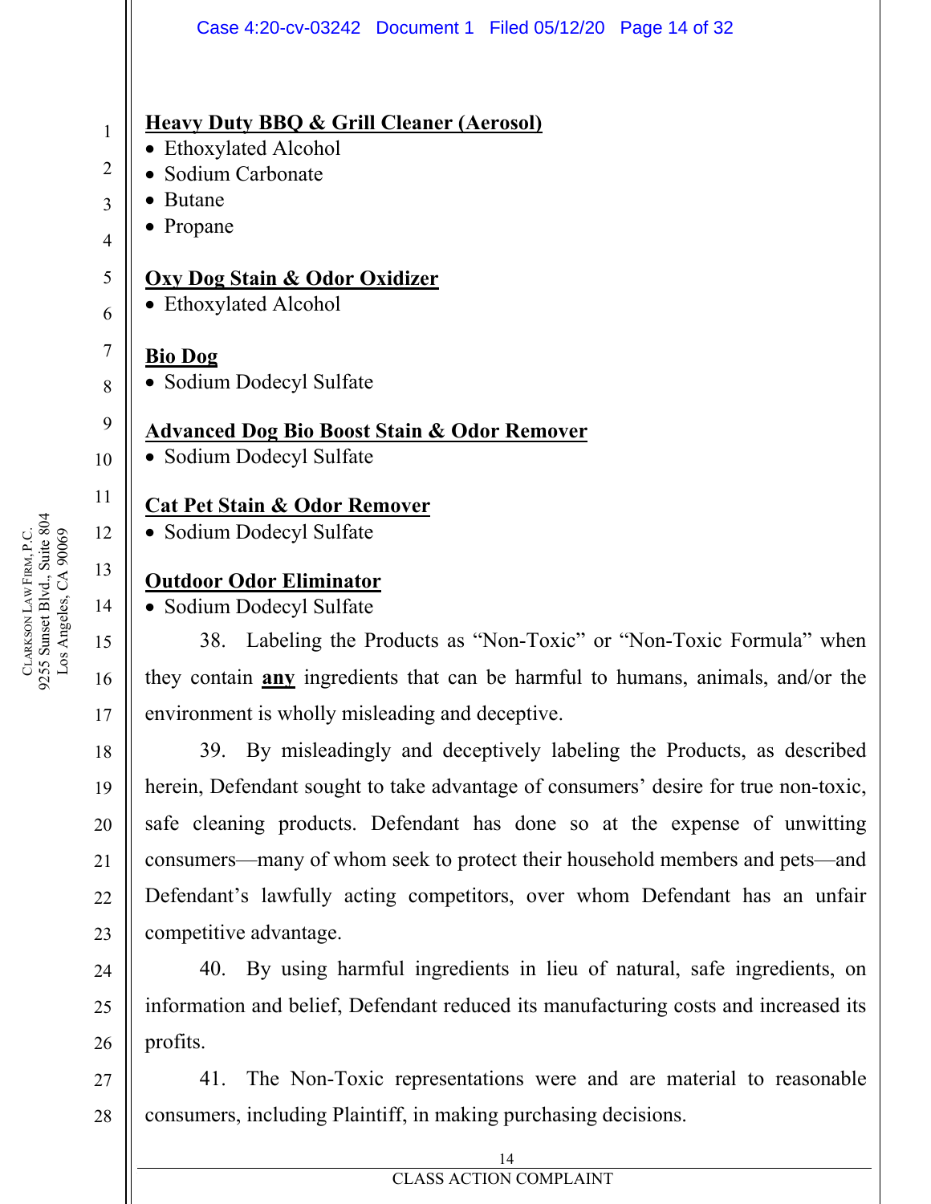**Heavy Duty BBQ & Grill Cleaner (Aerosol)**

- Ethoxylated Alcohol
- Sodium Carbonate
- Butane
- Propane

**Oxy Dog Stain & Odor Oxidizer**

- Ethoxylated Alcohol

**Bio Dog**

- Sodium Dodecyl Sulfate

**Advanced Dog Bio Boost Stain & Odor Remover**

- Sodium Dodecyl Sulfate

**Cat Pet Stain & Odor Remover**

- Sodium Dodecyl Sulfate

**Outdoor Odor Eliminator**

- Sodium Dodecyl Sulfate

38. Labeling the Products as "Non-Toxic" or "Non-Toxic Formula" when they contain **any** ingredients that can be harmful to humans, animals, and/or the environment is wholly misleading and deceptive.

39. By misleadingly and deceptively labeling the Products, as described herein, Defendant sought to take advantage of consumers' desire for true non-toxic, safe cleaning products. Defendant has done so at the expense of unwitting consumers—many of whom seek to protect their household members and pets—and Defendant's lawfully acting competitors, over whom Defendant has an unfair competitive advantage.

40. By using harmful ingredients in lieu of natural, safe ingredients, on information and belief, Defendant reduced its manufacturing costs and increased its profits.

41. The Non-Toxic representations were and are material to reasonable consumers, including Plaintiff, in making purchasing decisions.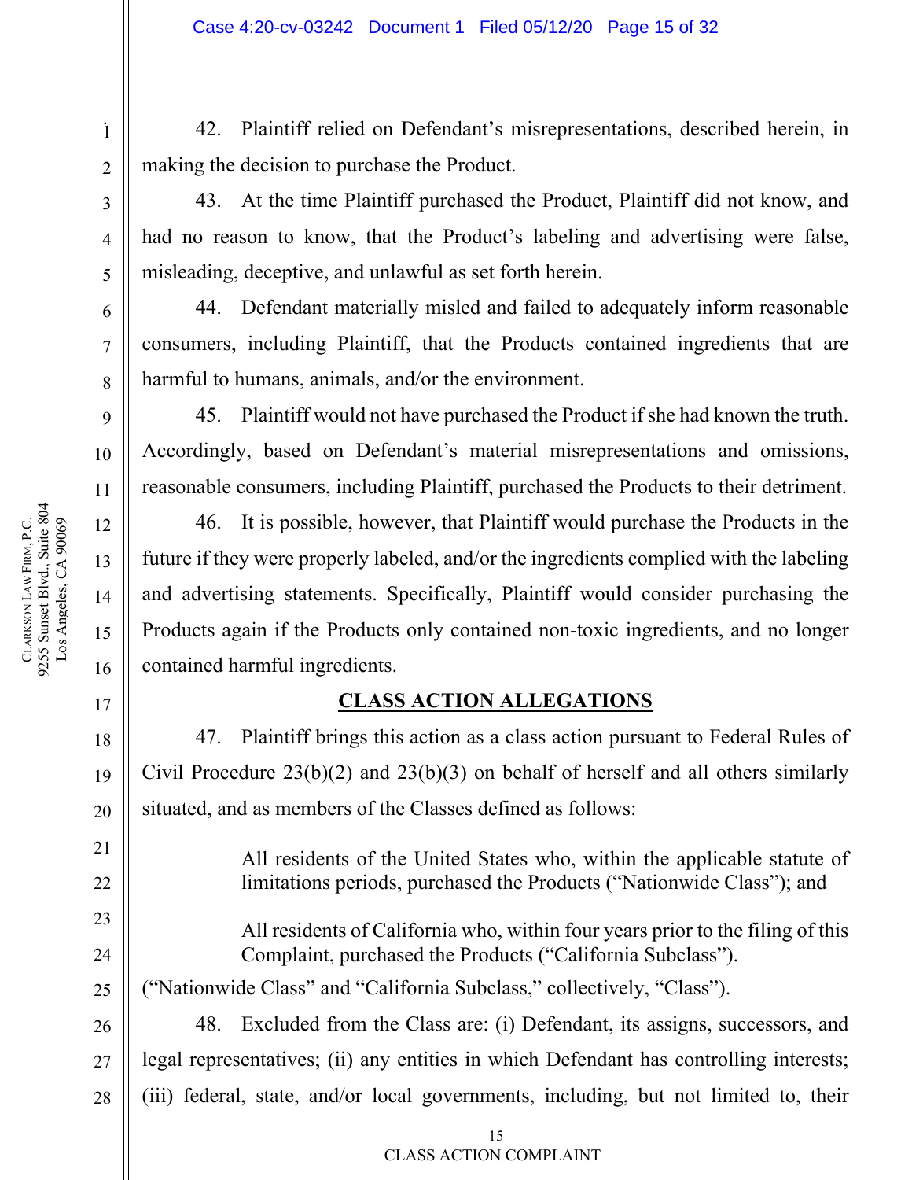42. Plaintiff relied on Defendant's misrepresentations, described herein, in making the decision to purchase the Product.

43. At the time Plaintiff purchased the Product, Plaintiff did not know, and had no reason to know, that the Product's labeling and advertising were false, misleading, deceptive, and unlawful as set forth herein.

44. Defendant materially misled and failed to adequately inform reasonable consumers, including Plaintiff, that the Products contained ingredients that are harmful to humans, animals, and/or the environment.

45. Plaintiff would not have purchased the Product if she had known the truth. Accordingly, based on Defendant's material misrepresentations and omissions, reasonable consumers, including Plaintiff, purchased the Products to their detriment.

46. It is possible, however, that Plaintiff would purchase the Products in the future if they were properly labeled, and/or the ingredients complied with the labeling and advertising statements. Specifically, Plaintiff would consider purchasing the Products again if the Products only contained non-toxic ingredients, and no longer contained harmful ingredients.

## CLASS ACTION ALLEGATIONS

47. Plaintiff brings this action as a class action pursuant to Federal Rules of Civil Procedure 23(b)(2) and 23(b)(3) on behalf of herself and all others similarly situated, and as members of the Classes defined as follows:

> All residents of the United States who, within the applicable statute of limitations periods, purchased the Products ("Nationwide Class"); and
>
> All residents of California who, within four years prior to the filing of this Complaint, purchased the Products ("California Subclass").

("Nationwide Class" and "California Subclass," collectively, "Class").

48. Excluded from the Class are: (i) Defendant, its assigns, successors, and legal representatives; (ii) any entities in which Defendant has controlling interests; (iii) federal, state, and/or local governments, including, but not limited to, their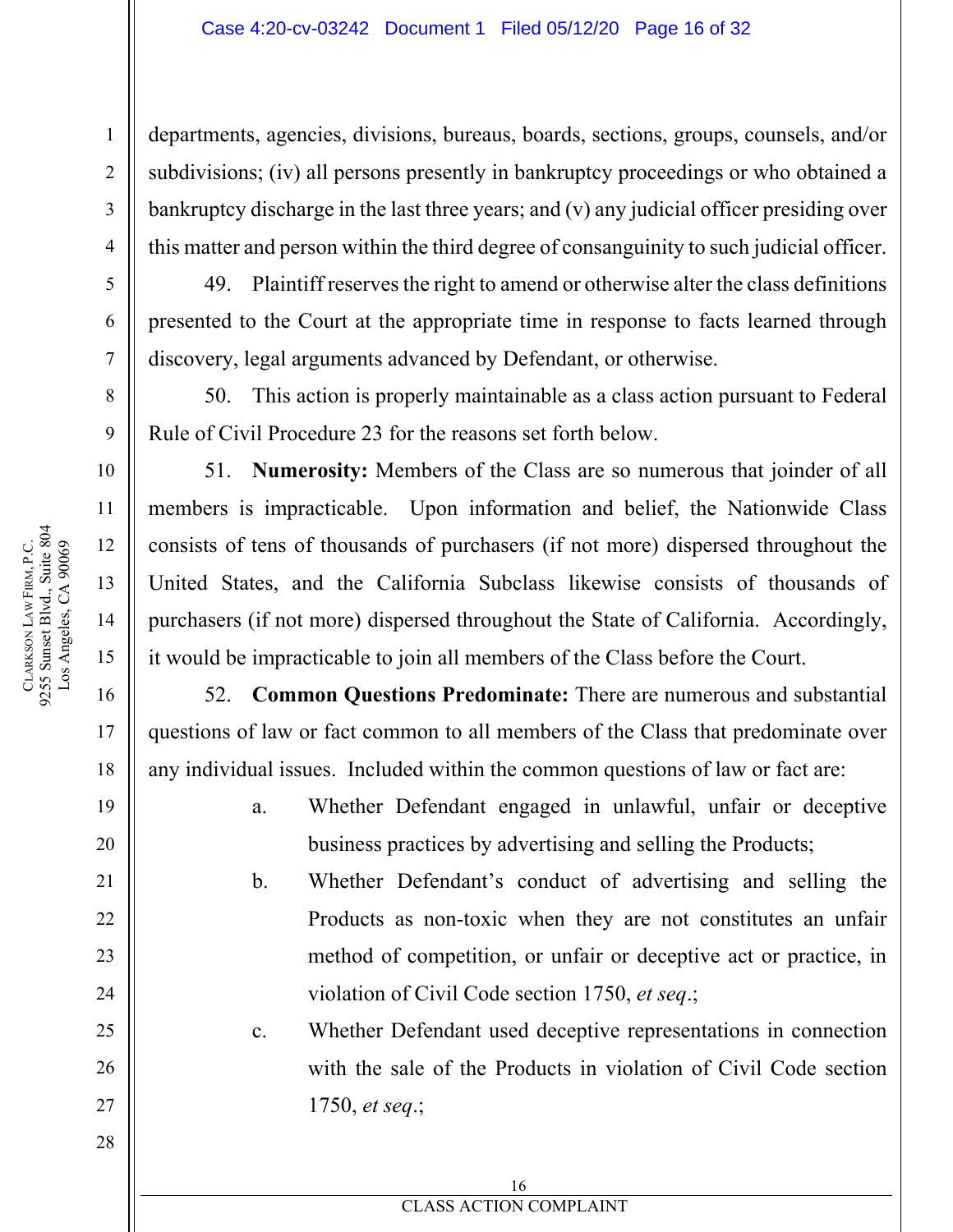departments, agencies, divisions, bureaus, boards, sections, groups, counsels, and/or subdivisions; (iv) all persons presently in bankruptcy proceedings or who obtained a bankruptcy discharge in the last three years; and (v) any judicial officer presiding over this matter and person within the third degree of consanguinity to such judicial officer.

49. Plaintiff reserves the right to amend or otherwise alter the class definitions presented to the Court at the appropriate time in response to facts learned through discovery, legal arguments advanced by Defendant, or otherwise.

50. This action is properly maintainable as a class action pursuant to Federal Rule of Civil Procedure 23 for the reasons set forth below.

51. **Numerosity:** Members of the Class are so numerous that joinder of all members is impracticable. Upon information and belief, the Nationwide Class consists of tens of thousands of purchasers (if not more) dispersed throughout the United States, and the California Subclass likewise consists of thousands of purchasers (if not more) dispersed throughout the State of California. Accordingly, it would be impracticable to join all members of the Class before the Court.

52. **Common Questions Predominate:** There are numerous and substantial questions of law or fact common to all members of the Class that predominate over any individual issues. Included within the common questions of law or fact are:

a. Whether Defendant engaged in unlawful, unfair or deceptive business practices by advertising and selling the Products;

b. Whether Defendant's conduct of advertising and selling the Products as non-toxic when they are not constitutes an unfair method of competition, or unfair or deceptive act or practice, in violation of Civil Code section 1750, *et seq*.;

c. Whether Defendant used deceptive representations in connection with the sale of the Products in violation of Civil Code section 1750, *et seq*.;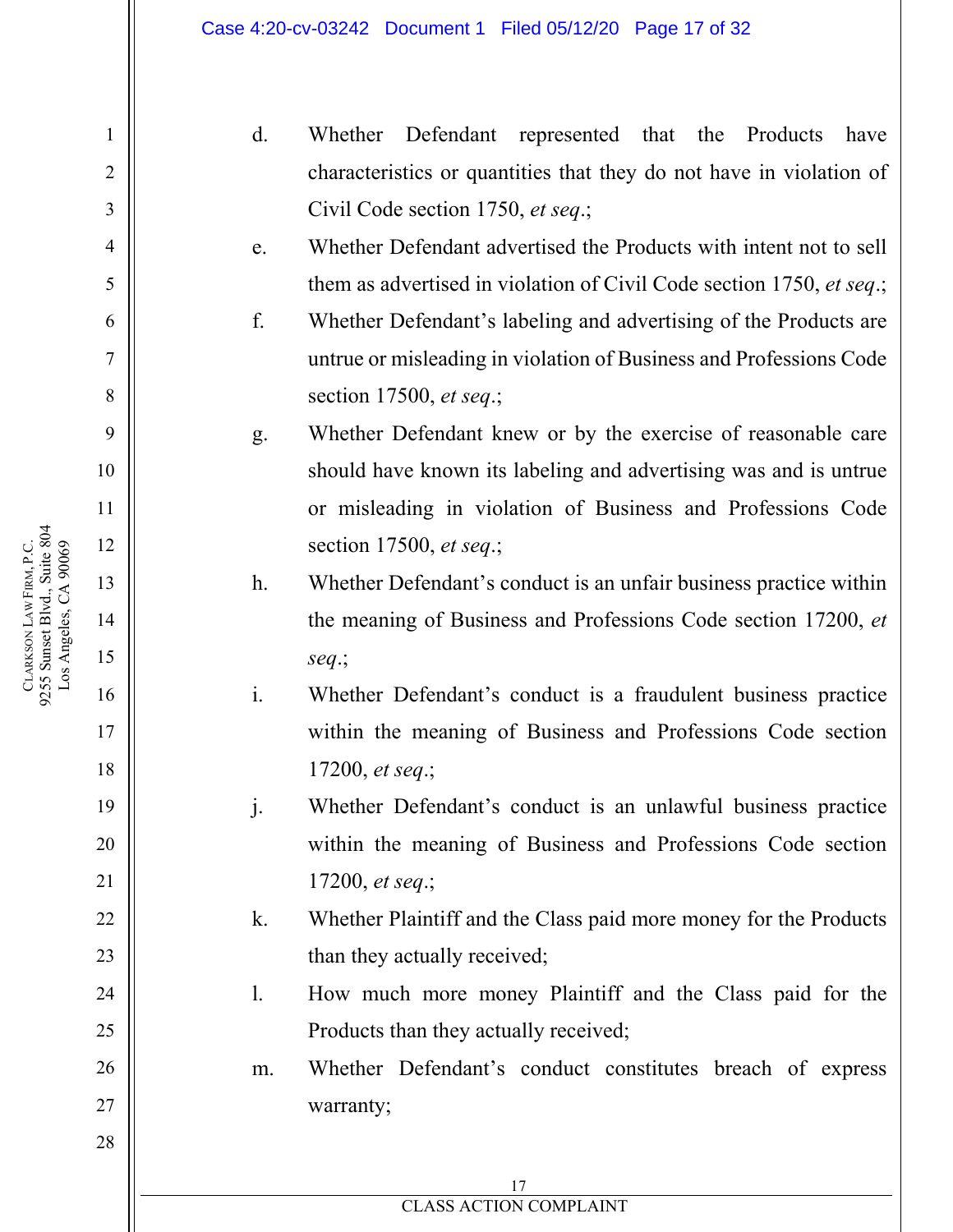d. Whether Defendant represented that the Products have characteristics or quantities that they do not have in violation of Civil Code section 1750, *et seq*.;

e. Whether Defendant advertised the Products with intent not to sell them as advertised in violation of Civil Code section 1750, *et seq*.;

f. Whether Defendant's labeling and advertising of the Products are untrue or misleading in violation of Business and Professions Code section 17500, *et seq*.;

g. Whether Defendant knew or by the exercise of reasonable care should have known its labeling and advertising was and is untrue or misleading in violation of Business and Professions Code section 17500, *et seq*.;

h. Whether Defendant's conduct is an unfair business practice within the meaning of Business and Professions Code section 17200, *et seq*.;

i. Whether Defendant's conduct is a fraudulent business practice within the meaning of Business and Professions Code section 17200, *et seq*.;

j. Whether Defendant's conduct is an unlawful business practice within the meaning of Business and Professions Code section 17200, *et seq*.;

k. Whether Plaintiff and the Class paid more money for the Products than they actually received;

l. How much more money Plaintiff and the Class paid for the Products than they actually received;

m. Whether Defendant's conduct constitutes breach of express warranty;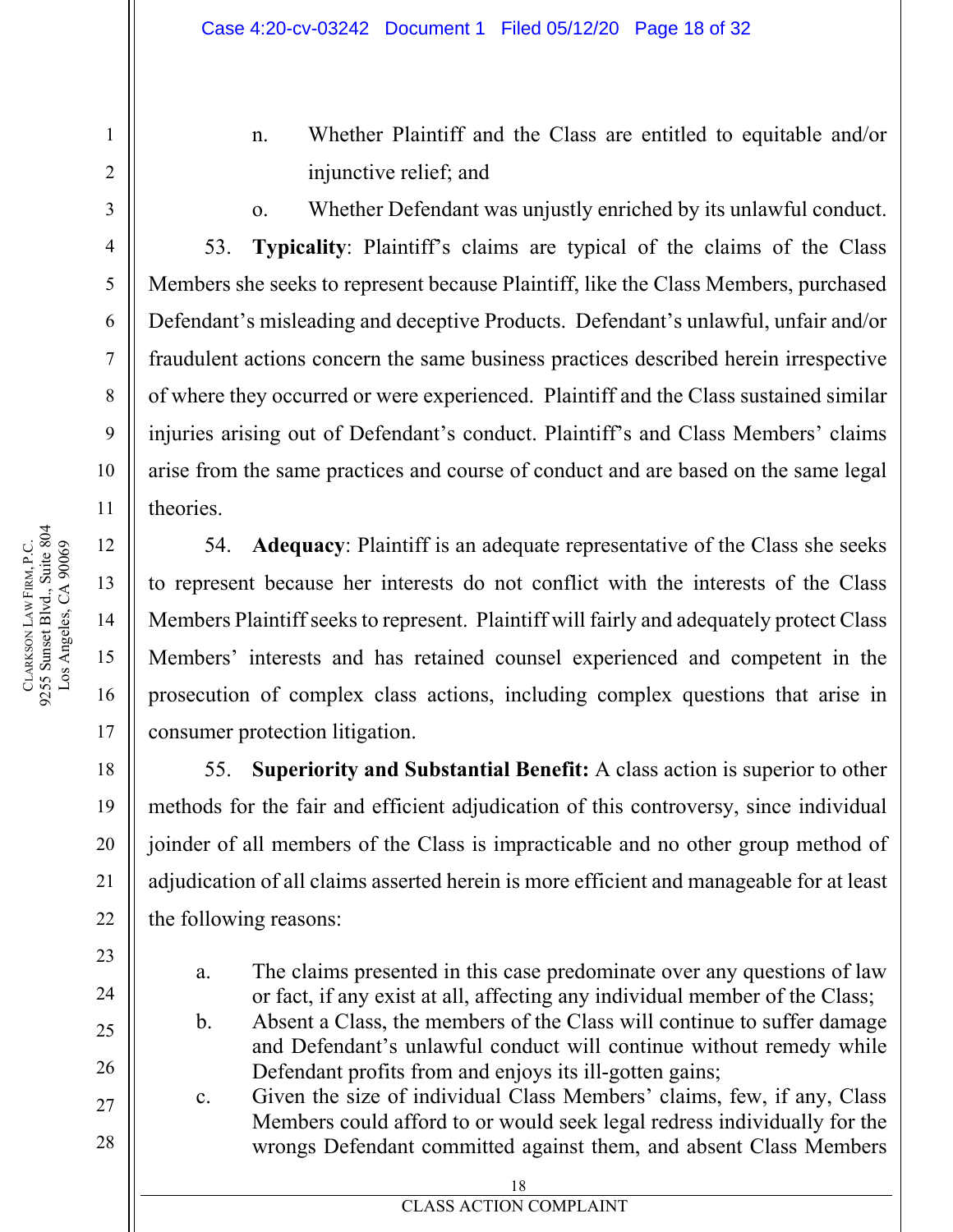n. Whether Plaintiff and the Class are entitled to equitable and/or injunctive relief; and

o. Whether Defendant was unjustly enriched by its unlawful conduct.

53. **Typicality**: Plaintiff's claims are typical of the claims of the Class Members she seeks to represent because Plaintiff, like the Class Members, purchased Defendant's misleading and deceptive Products. Defendant's unlawful, unfair and/or fraudulent actions concern the same business practices described herein irrespective of where they occurred or were experienced. Plaintiff and the Class sustained similar injuries arising out of Defendant's conduct. Plaintiff's and Class Members' claims arise from the same practices and course of conduct and are based on the same legal theories.

54. **Adequacy**: Plaintiff is an adequate representative of the Class she seeks to represent because her interests do not conflict with the interests of the Class Members Plaintiff seeks to represent. Plaintiff will fairly and adequately protect Class Members' interests and has retained counsel experienced and competent in the prosecution of complex class actions, including complex questions that arise in consumer protection litigation.

55. **Superiority and Substantial Benefit:** A class action is superior to other methods for the fair and efficient adjudication of this controversy, since individual joinder of all members of the Class is impracticable and no other group method of adjudication of all claims asserted herein is more efficient and manageable for at least the following reasons:

a. The claims presented in this case predominate over any questions of law or fact, if any exist at all, affecting any individual member of the Class;

b. Absent a Class, the members of the Class will continue to suffer damage and Defendant's unlawful conduct will continue without remedy while Defendant profits from and enjoys its ill-gotten gains;

c. Given the size of individual Class Members' claims, few, if any, Class Members could afford to or would seek legal redress individually for the wrongs Defendant committed against them, and absent Class Members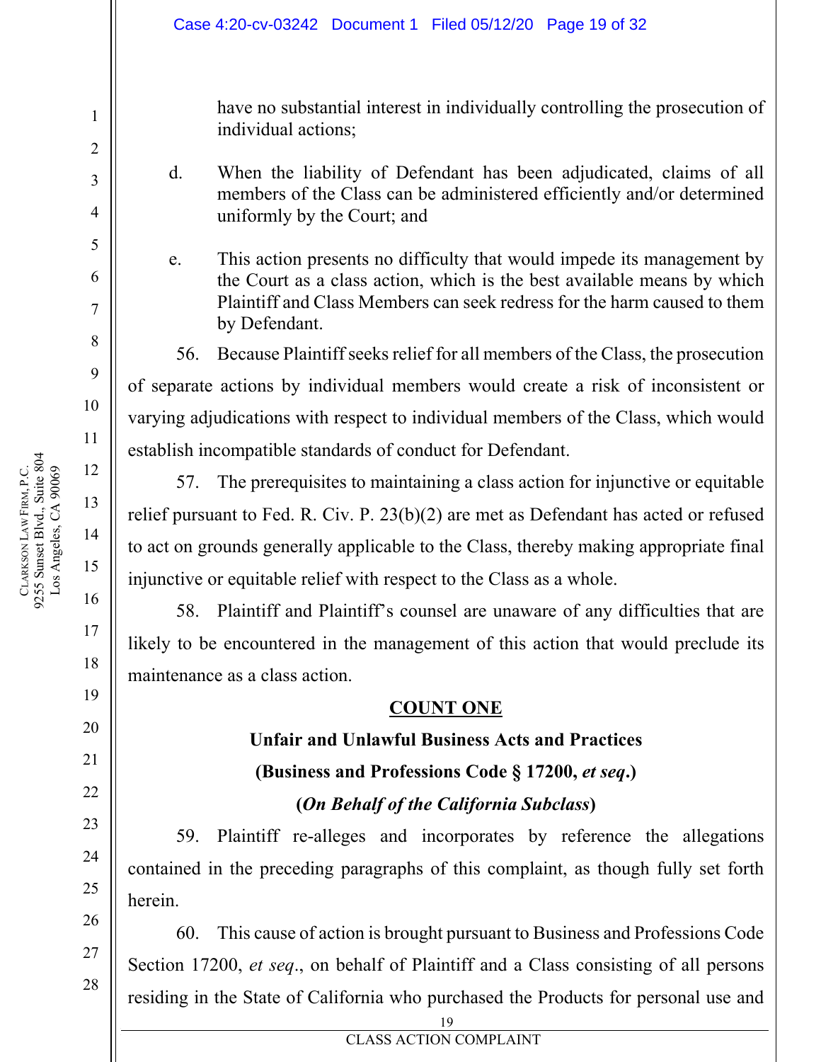have no substantial interest in individually controlling the prosecution of individual actions;

d. When the liability of Defendant has been adjudicated, claims of all members of the Class can be administered efficiently and/or determined uniformly by the Court; and

e. This action presents no difficulty that would impede its management by the Court as a class action, which is the best available means by which Plaintiff and Class Members can seek redress for the harm caused to them by Defendant.

56. Because Plaintiff seeks relief for all members of the Class, the prosecution of separate actions by individual members would create a risk of inconsistent or varying adjudications with respect to individual members of the Class, which would establish incompatible standards of conduct for Defendant.

57. The prerequisites to maintaining a class action for injunctive or equitable relief pursuant to Fed. R. Civ. P. 23(b)(2) are met as Defendant has acted or refused to act on grounds generally applicable to the Class, thereby making appropriate final injunctive or equitable relief with respect to the Class as a whole.

58. Plaintiff and Plaintiff's counsel are unaware of any difficulties that are likely to be encountered in the management of this action that would preclude its maintenance as a class action.

**COUNT ONE**

**Unfair and Unlawful Business Acts and Practices**

**(Business and Professions Code § 17200, *et seq*.)**

**(*On Behalf of the California Subclass*)**

59. Plaintiff re-alleges and incorporates by reference the allegations contained in the preceding paragraphs of this complaint, as though fully set forth herein.

60. This cause of action is brought pursuant to Business and Professions Code Section 17200, *et seq*., on behalf of Plaintiff and a Class consisting of all persons residing in the State of California who purchased the Products for personal use and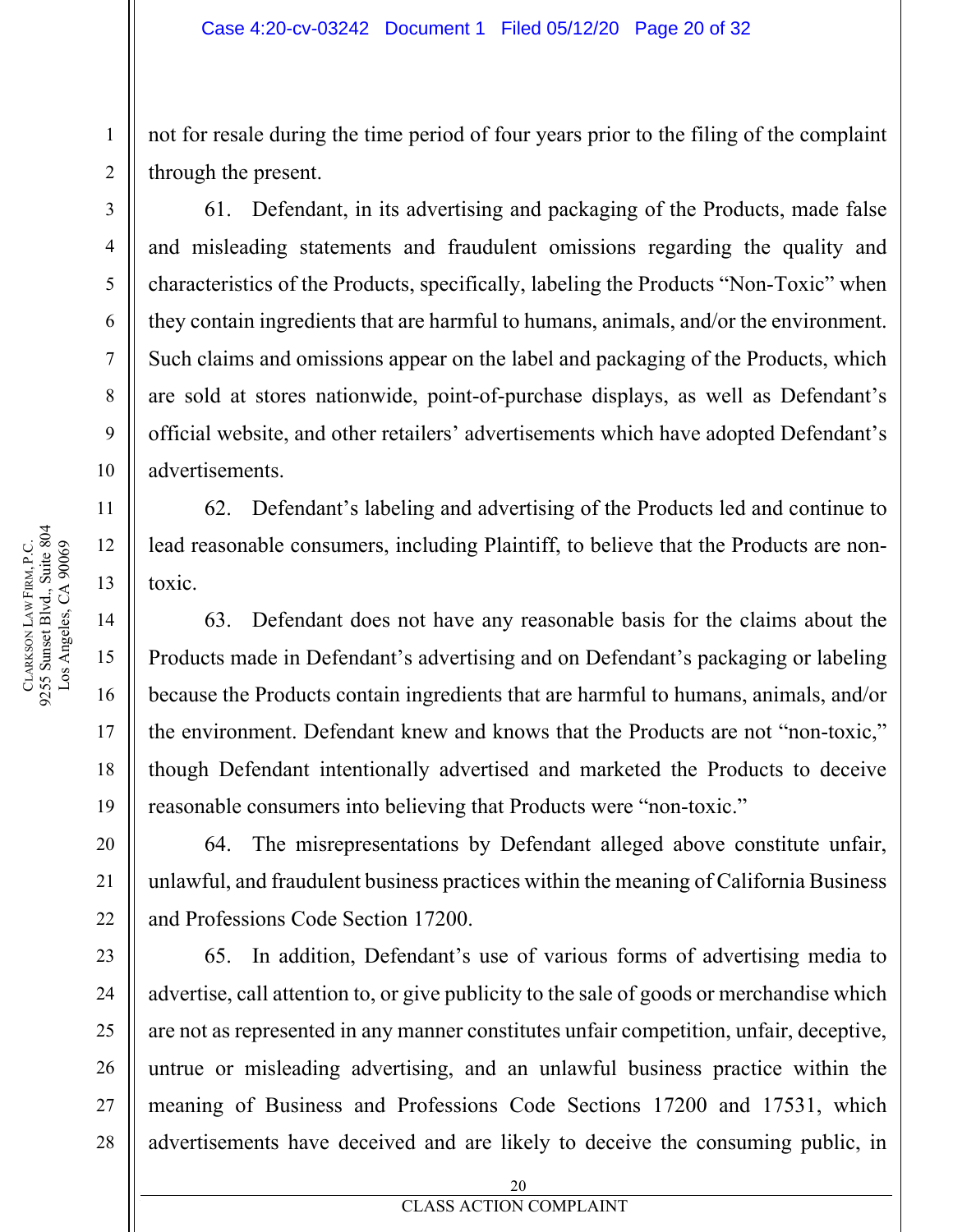not for resale during the time period of four years prior to the filing of the complaint through the present.

61. Defendant, in its advertising and packaging of the Products, made false and misleading statements and fraudulent omissions regarding the quality and characteristics of the Products, specifically, labeling the Products "Non-Toxic" when they contain ingredients that are harmful to humans, animals, and/or the environment. Such claims and omissions appear on the label and packaging of the Products, which are sold at stores nationwide, point-of-purchase displays, as well as Defendant's official website, and other retailers' advertisements which have adopted Defendant's advertisements.

62. Defendant's labeling and advertising of the Products led and continue to lead reasonable consumers, including Plaintiff, to believe that the Products are non-toxic.

63. Defendant does not have any reasonable basis for the claims about the Products made in Defendant's advertising and on Defendant's packaging or labeling because the Products contain ingredients that are harmful to humans, animals, and/or the environment. Defendant knew and knows that the Products are not "non-toxic," though Defendant intentionally advertised and marketed the Products to deceive reasonable consumers into believing that Products were "non-toxic."

64. The misrepresentations by Defendant alleged above constitute unfair, unlawful, and fraudulent business practices within the meaning of California Business and Professions Code Section 17200.

65. In addition, Defendant's use of various forms of advertising media to advertise, call attention to, or give publicity to the sale of goods or merchandise which are not as represented in any manner constitutes unfair competition, unfair, deceptive, untrue or misleading advertising, and an unlawful business practice within the meaning of Business and Professions Code Sections 17200 and 17531, which advertisements have deceived and are likely to deceive the consuming public, in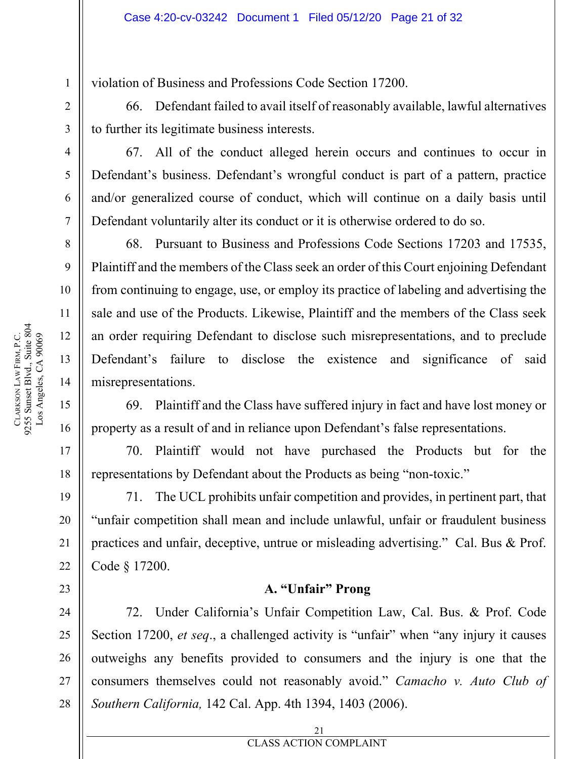violation of Business and Professions Code Section 17200.

66. Defendant failed to avail itself of reasonably available, lawful alternatives to further its legitimate business interests.

67. All of the conduct alleged herein occurs and continues to occur in Defendant's business. Defendant's wrongful conduct is part of a pattern, practice and/or generalized course of conduct, which will continue on a daily basis until Defendant voluntarily alter its conduct or it is otherwise ordered to do so.

68. Pursuant to Business and Professions Code Sections 17203 and 17535, Plaintiff and the members of the Class seek an order of this Court enjoining Defendant from continuing to engage, use, or employ its practice of labeling and advertising the sale and use of the Products. Likewise, Plaintiff and the members of the Class seek an order requiring Defendant to disclose such misrepresentations, and to preclude Defendant's failure to disclose the existence and significance of said misrepresentations.

69. Plaintiff and the Class have suffered injury in fact and have lost money or property as a result of and in reliance upon Defendant's false representations.

70. Plaintiff would not have purchased the Products but for the representations by Defendant about the Products as being "non-toxic."

71. The UCL prohibits unfair competition and provides, in pertinent part, that "unfair competition shall mean and include unlawful, unfair or fraudulent business practices and unfair, deceptive, untrue or misleading advertising." Cal. Bus & Prof. Code § 17200.

**A. "Unfair" Prong**

72. Under California's Unfair Competition Law, Cal. Bus. & Prof. Code Section 17200, *et seq*., a challenged activity is "unfair" when "any injury it causes outweighs any benefits provided to consumers and the injury is one that the consumers themselves could not reasonably avoid." *Camacho v. Auto Club of Southern California,* 142 Cal. App. 4th 1394, 1403 (2006).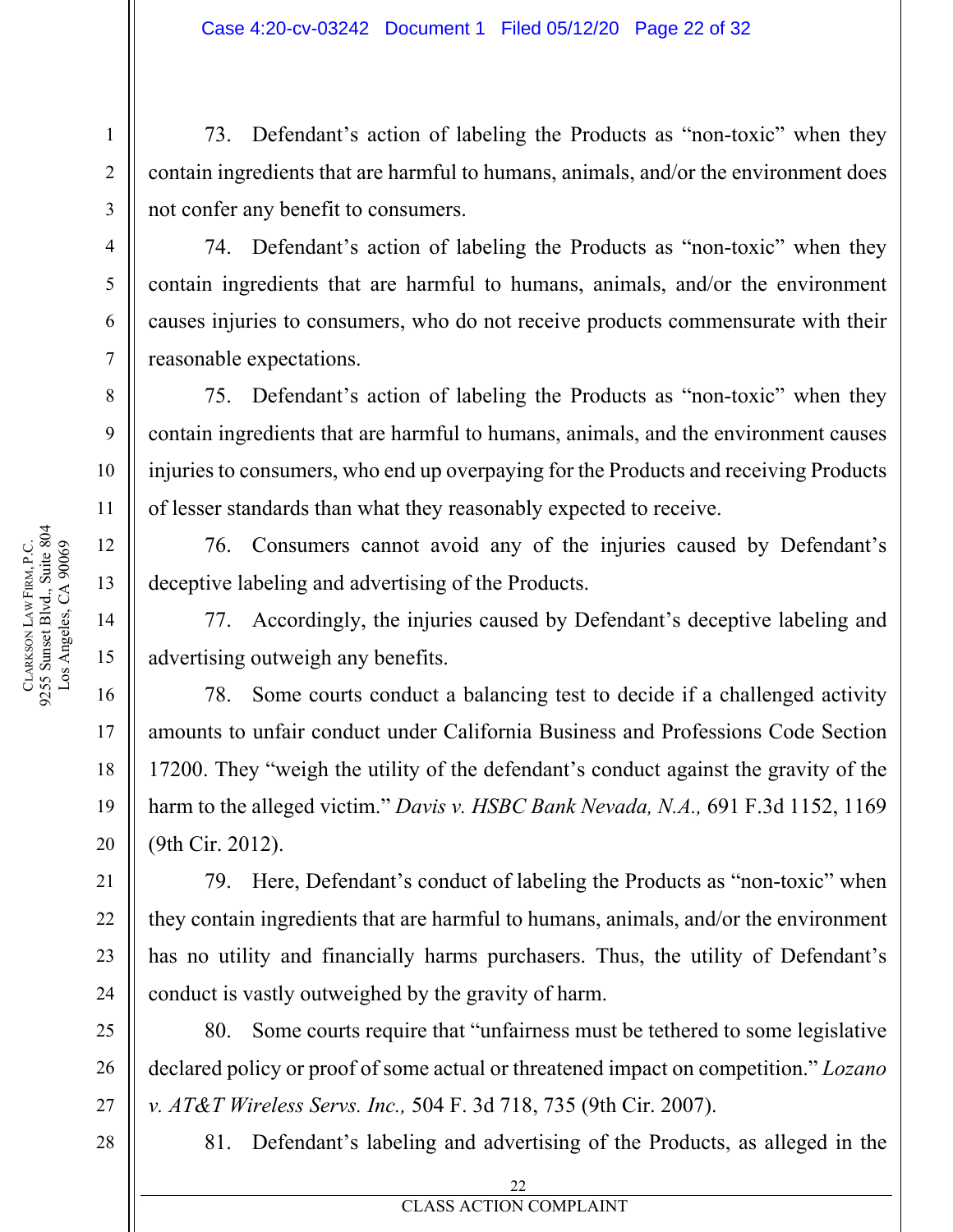73. Defendant's action of labeling the Products as "non-toxic" when they contain ingredients that are harmful to humans, animals, and/or the environment does not confer any benefit to consumers.

74. Defendant's action of labeling the Products as "non-toxic" when they contain ingredients that are harmful to humans, animals, and/or the environment causes injuries to consumers, who do not receive products commensurate with their reasonable expectations.

75. Defendant's action of labeling the Products as "non-toxic" when they contain ingredients that are harmful to humans, animals, and the environment causes injuries to consumers, who end up overpaying for the Products and receiving Products of lesser standards than what they reasonably expected to receive.

76. Consumers cannot avoid any of the injuries caused by Defendant's deceptive labeling and advertising of the Products.

77. Accordingly, the injuries caused by Defendant's deceptive labeling and advertising outweigh any benefits.

78. Some courts conduct a balancing test to decide if a challenged activity amounts to unfair conduct under California Business and Professions Code Section 17200. They "weigh the utility of the defendant's conduct against the gravity of the harm to the alleged victim." *Davis v. HSBC Bank Nevada, N.A.,* 691 F.3d 1152, 1169 (9th Cir. 2012).

79. Here, Defendant's conduct of labeling the Products as "non-toxic" when they contain ingredients that are harmful to humans, animals, and/or the environment has no utility and financially harms purchasers. Thus, the utility of Defendant's conduct is vastly outweighed by the gravity of harm.

80. Some courts require that "unfairness must be tethered to some legislative declared policy or proof of some actual or threatened impact on competition." *Lozano v. AT&T Wireless Servs. Inc.,* 504 F. 3d 718, 735 (9th Cir. 2007).

81. Defendant's labeling and advertising of the Products, as alleged in the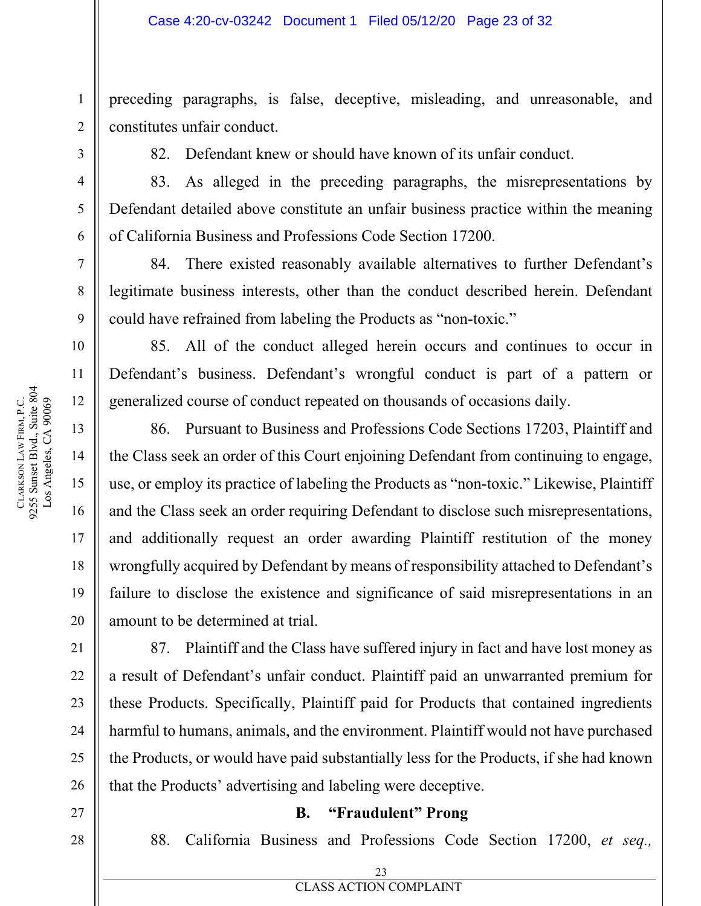preceding paragraphs, is false, deceptive, misleading, and unreasonable, and constitutes unfair conduct.

82. Defendant knew or should have known of its unfair conduct.

83. As alleged in the preceding paragraphs, the misrepresentations by Defendant detailed above constitute an unfair business practice within the meaning of California Business and Professions Code Section 17200.

84. There existed reasonably available alternatives to further Defendant's legitimate business interests, other than the conduct described herein. Defendant could have refrained from labeling the Products as "non-toxic."

85. All of the conduct alleged herein occurs and continues to occur in Defendant's business. Defendant's wrongful conduct is part of a pattern or generalized course of conduct repeated on thousands of occasions daily.

86. Pursuant to Business and Professions Code Sections 17203, Plaintiff and the Class seek an order of this Court enjoining Defendant from continuing to engage, use, or employ its practice of labeling the Products as "non-toxic." Likewise, Plaintiff and the Class seek an order requiring Defendant to disclose such misrepresentations, and additionally request an order awarding Plaintiff restitution of the money wrongfully acquired by Defendant by means of responsibility attached to Defendant's failure to disclose the existence and significance of said misrepresentations in an amount to be determined at trial.

87. Plaintiff and the Class have suffered injury in fact and have lost money as a result of Defendant's unfair conduct. Plaintiff paid an unwarranted premium for these Products. Specifically, Plaintiff paid for Products that contained ingredients harmful to humans, animals, and the environment. Plaintiff would not have purchased the Products, or would have paid substantially less for the Products, if she had known that the Products' advertising and labeling were deceptive.

### B. "Fraudulent" Prong

88. California Business and Professions Code Section 17200, *et seq.,*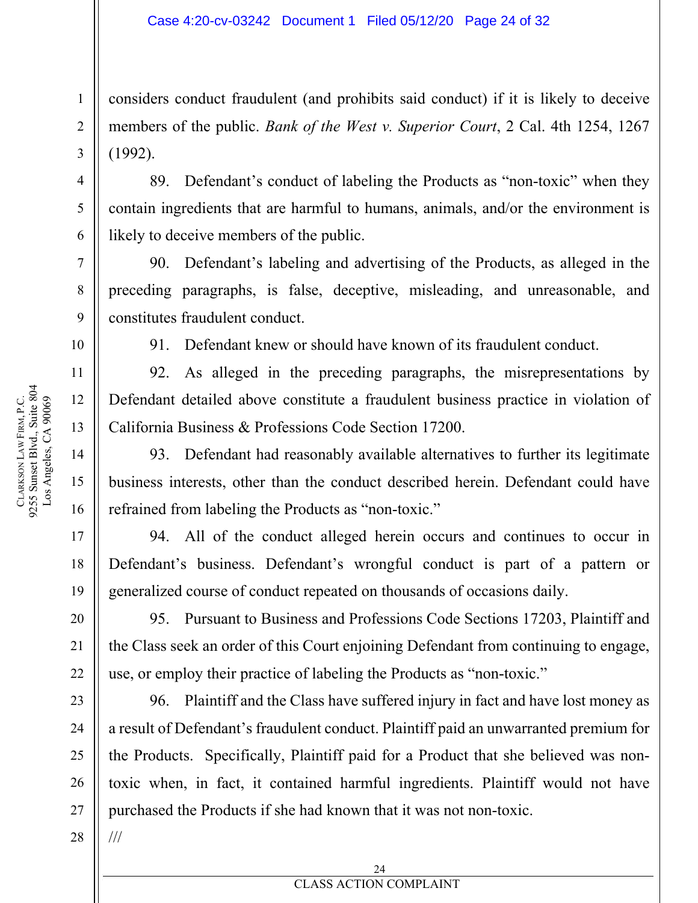considers conduct fraudulent (and prohibits said conduct) if it is likely to deceive members of the public. *Bank of the West v. Superior Court*, 2 Cal. 4th 1254, 1267 (1992).

89. Defendant's conduct of labeling the Products as "non-toxic" when they contain ingredients that are harmful to humans, animals, and/or the environment is likely to deceive members of the public.

90. Defendant's labeling and advertising of the Products, as alleged in the preceding paragraphs, is false, deceptive, misleading, and unreasonable, and constitutes fraudulent conduct.

91. Defendant knew or should have known of its fraudulent conduct.

92. As alleged in the preceding paragraphs, the misrepresentations by Defendant detailed above constitute a fraudulent business practice in violation of California Business & Professions Code Section 17200.

93. Defendant had reasonably available alternatives to further its legitimate business interests, other than the conduct described herein. Defendant could have refrained from labeling the Products as "non-toxic."

94. All of the conduct alleged herein occurs and continues to occur in Defendant's business. Defendant's wrongful conduct is part of a pattern or generalized course of conduct repeated on thousands of occasions daily.

95. Pursuant to Business and Professions Code Sections 17203, Plaintiff and the Class seek an order of this Court enjoining Defendant from continuing to engage, use, or employ their practice of labeling the Products as "non-toxic."

96. Plaintiff and the Class have suffered injury in fact and have lost money as a result of Defendant's fraudulent conduct. Plaintiff paid an unwarranted premium for the Products. Specifically, Plaintiff paid for a Product that she believed was non-toxic when, in fact, it contained harmful ingredients. Plaintiff would not have purchased the Products if she had known that it was not non-toxic.

///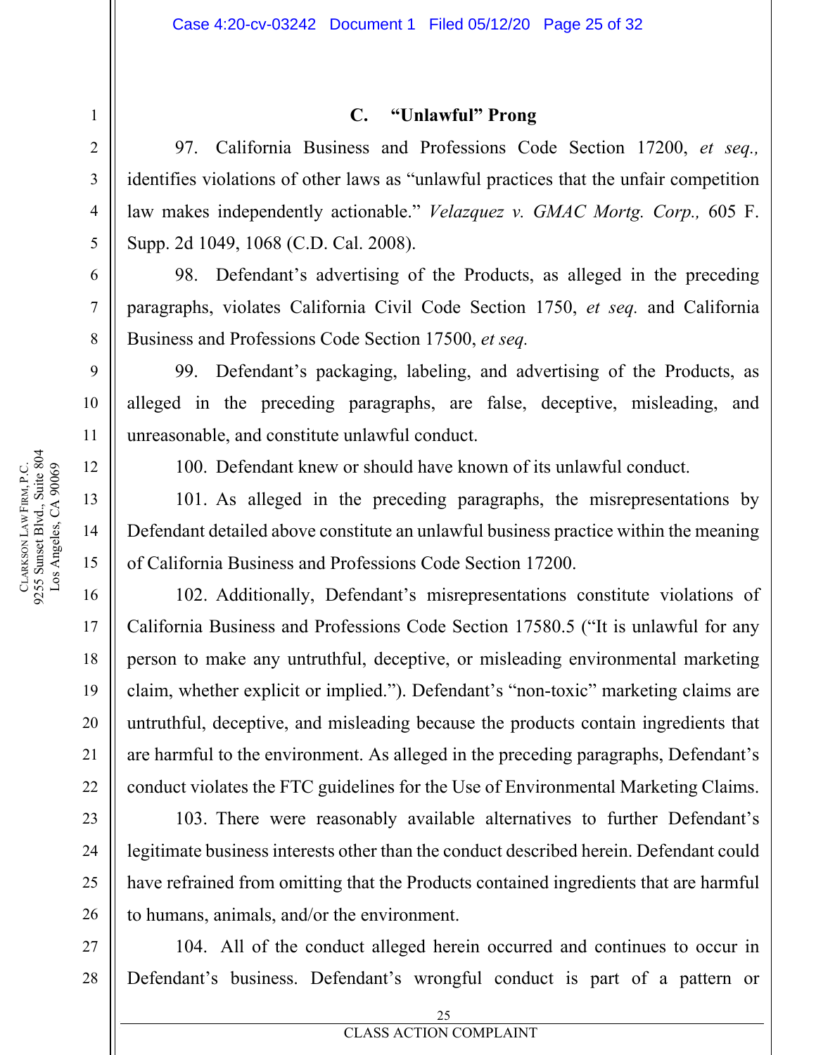### C. "Unlawful" Prong

97. California Business and Professions Code Section 17200, *et seq.,* identifies violations of other laws as "unlawful practices that the unfair competition law makes independently actionable." *Velazquez v. GMAC Mortg. Corp.,* 605 F. Supp. 2d 1049, 1068 (C.D. Cal. 2008).

98. Defendant's advertising of the Products, as alleged in the preceding paragraphs, violates California Civil Code Section 1750, *et seq.* and California Business and Professions Code Section 17500, *et seq.*

99. Defendant's packaging, labeling, and advertising of the Products, as alleged in the preceding paragraphs, are false, deceptive, misleading, and unreasonable, and constitute unlawful conduct.

100. Defendant knew or should have known of its unlawful conduct.

101. As alleged in the preceding paragraphs, the misrepresentations by Defendant detailed above constitute an unlawful business practice within the meaning of California Business and Professions Code Section 17200.

102. Additionally, Defendant's misrepresentations constitute violations of California Business and Professions Code Section 17580.5 ("It is unlawful for any person to make any untruthful, deceptive, or misleading environmental marketing claim, whether explicit or implied."). Defendant's "non-toxic" marketing claims are untruthful, deceptive, and misleading because the products contain ingredients that are harmful to the environment. As alleged in the preceding paragraphs, Defendant's conduct violates the FTC guidelines for the Use of Environmental Marketing Claims.

103. There were reasonably available alternatives to further Defendant's legitimate business interests other than the conduct described herein. Defendant could have refrained from omitting that the Products contained ingredients that are harmful to humans, animals, and/or the environment.

104. All of the conduct alleged herein occurred and continues to occur in Defendant's business. Defendant's wrongful conduct is part of a pattern or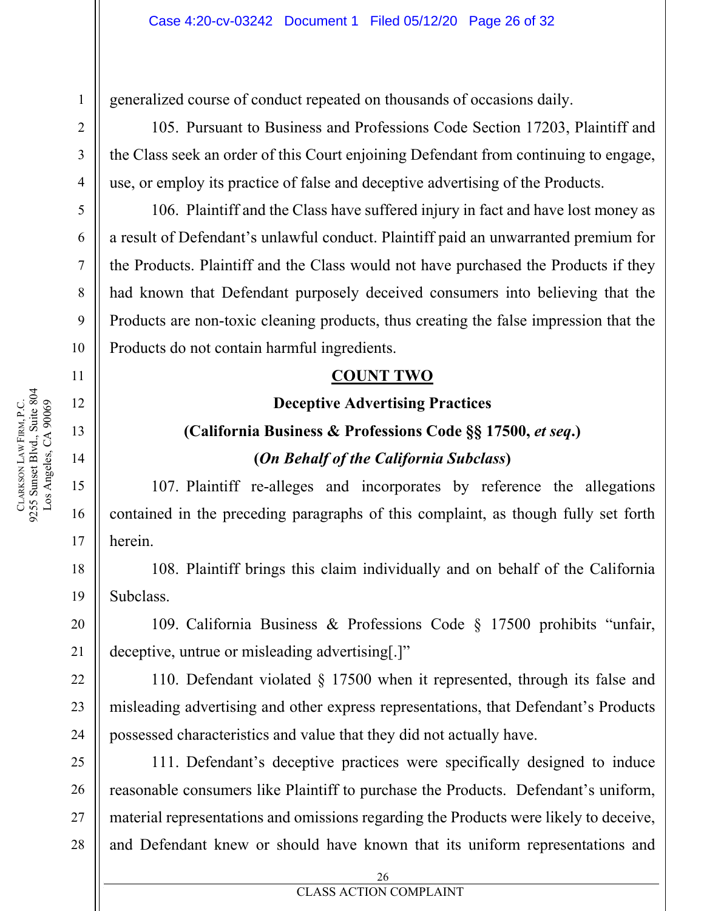generalized course of conduct repeated on thousands of occasions daily.

105. Pursuant to Business and Professions Code Section 17203, Plaintiff and the Class seek an order of this Court enjoining Defendant from continuing to engage, use, or employ its practice of false and deceptive advertising of the Products.

106. Plaintiff and the Class have suffered injury in fact and have lost money as a result of Defendant's unlawful conduct. Plaintiff paid an unwarranted premium for the Products. Plaintiff and the Class would not have purchased the Products if they had known that Defendant purposely deceived consumers into believing that the Products are non-toxic cleaning products, thus creating the false impression that the Products do not contain harmful ingredients.

## COUNT TWO

### Deceptive Advertising Practices

### (California Business & Professions Code §§ 17500, *et seq*.)

### (*On Behalf of the California Subclass*)

107. Plaintiff re-alleges and incorporates by reference the allegations contained in the preceding paragraphs of this complaint, as though fully set forth herein.

108. Plaintiff brings this claim individually and on behalf of the California Subclass.

109. California Business & Professions Code § 17500 prohibits "unfair, deceptive, untrue or misleading advertising[.]"

110. Defendant violated § 17500 when it represented, through its false and misleading advertising and other express representations, that Defendant's Products possessed characteristics and value that they did not actually have.

111. Defendant's deceptive practices were specifically designed to induce reasonable consumers like Plaintiff to purchase the Products. Defendant's uniform, material representations and omissions regarding the Products were likely to deceive, and Defendant knew or should have known that its uniform representations and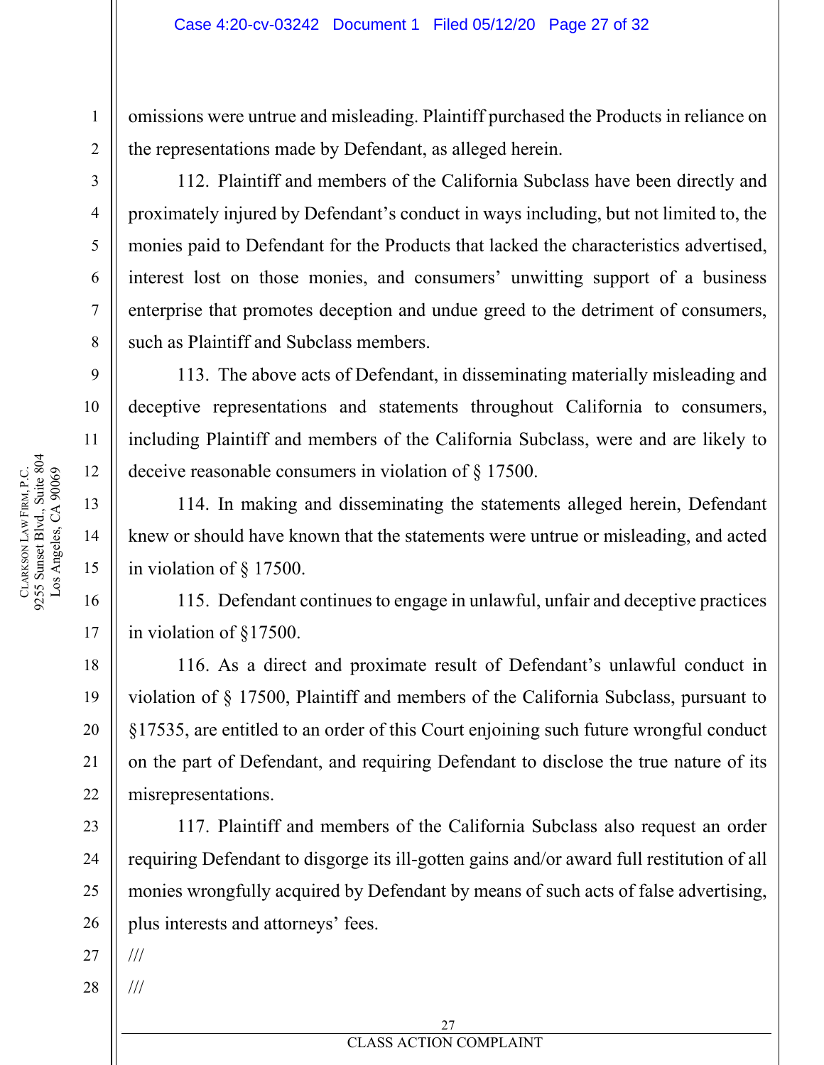omissions were untrue and misleading. Plaintiff purchased the Products in reliance on the representations made by Defendant, as alleged herein.

112. Plaintiff and members of the California Subclass have been directly and proximately injured by Defendant's conduct in ways including, but not limited to, the monies paid to Defendant for the Products that lacked the characteristics advertised, interest lost on those monies, and consumers' unwitting support of a business enterprise that promotes deception and undue greed to the detriment of consumers, such as Plaintiff and Subclass members.

113. The above acts of Defendant, in disseminating materially misleading and deceptive representations and statements throughout California to consumers, including Plaintiff and members of the California Subclass, were and are likely to deceive reasonable consumers in violation of § 17500.

114. In making and disseminating the statements alleged herein, Defendant knew or should have known that the statements were untrue or misleading, and acted in violation of § 17500.

115. Defendant continues to engage in unlawful, unfair and deceptive practices in violation of §17500.

116. As a direct and proximate result of Defendant's unlawful conduct in violation of § 17500, Plaintiff and members of the California Subclass, pursuant to §17535, are entitled to an order of this Court enjoining such future wrongful conduct on the part of Defendant, and requiring Defendant to disclose the true nature of its misrepresentations.

117. Plaintiff and members of the California Subclass also request an order requiring Defendant to disgorge its ill-gotten gains and/or award full restitution of all monies wrongfully acquired by Defendant by means of such acts of false advertising, plus interests and attorneys' fees.

///

///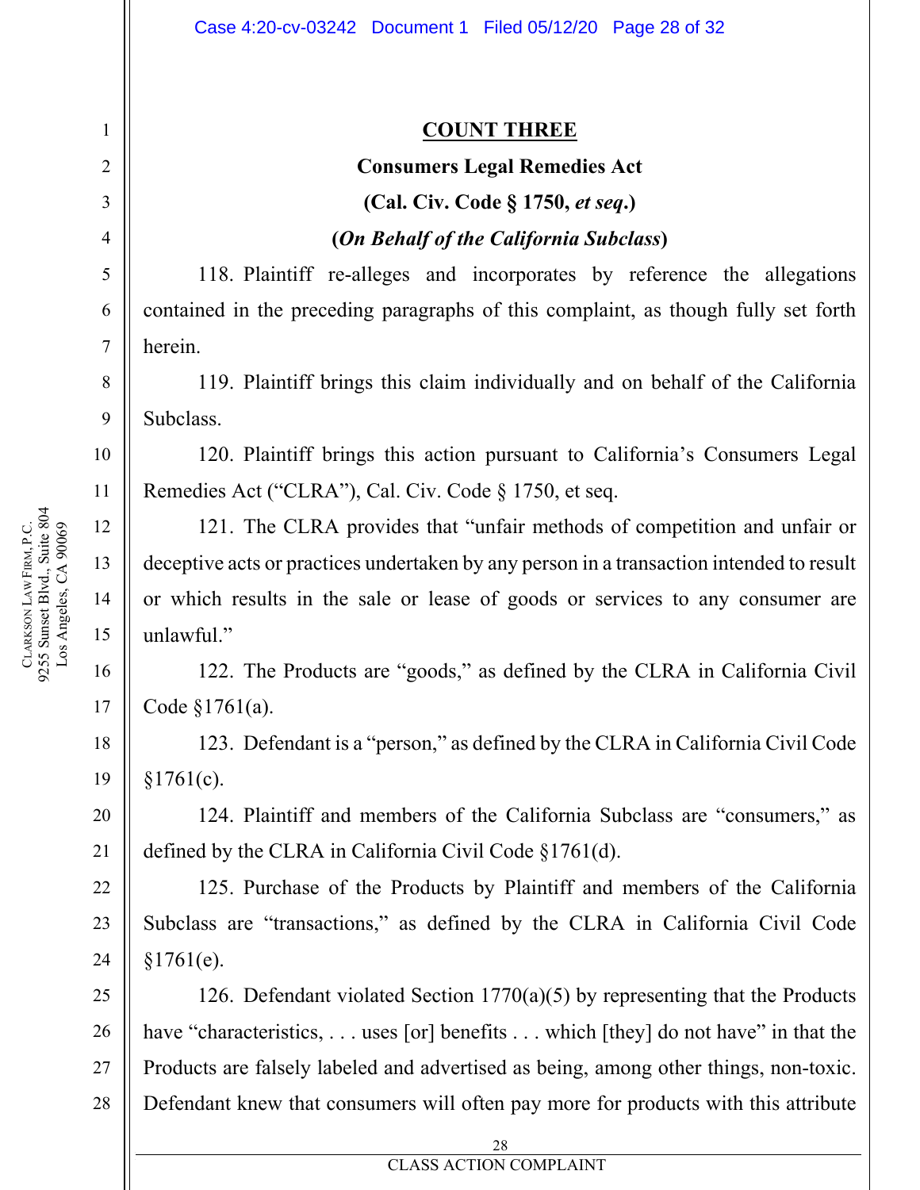## COUNT THREE

**Consumers Legal Remedies Act**

**(Cal. Civ. Code § 1750, *et seq*.)**

**(*On Behalf of the California Subclass*)**

118. Plaintiff re-alleges and incorporates by reference the allegations contained in the preceding paragraphs of this complaint, as though fully set forth herein.

119. Plaintiff brings this claim individually and on behalf of the California Subclass.

120. Plaintiff brings this action pursuant to California's Consumers Legal Remedies Act ("CLRA"), Cal. Civ. Code § 1750, et seq.

121. The CLRA provides that "unfair methods of competition and unfair or deceptive acts or practices undertaken by any person in a transaction intended to result or which results in the sale or lease of goods or services to any consumer are unlawful."

122. The Products are "goods," as defined by the CLRA in California Civil Code §1761(a).

123. Defendant is a "person," as defined by the CLRA in California Civil Code §1761(c).

124. Plaintiff and members of the California Subclass are "consumers," as defined by the CLRA in California Civil Code §1761(d).

125. Purchase of the Products by Plaintiff and members of the California Subclass are "transactions," as defined by the CLRA in California Civil Code §1761(e).

126. Defendant violated Section 1770(a)(5) by representing that the Products have "characteristics, . . . uses [or] benefits . . . which [they] do not have" in that the Products are falsely labeled and advertised as being, among other things, non-toxic. Defendant knew that consumers will often pay more for products with this attribute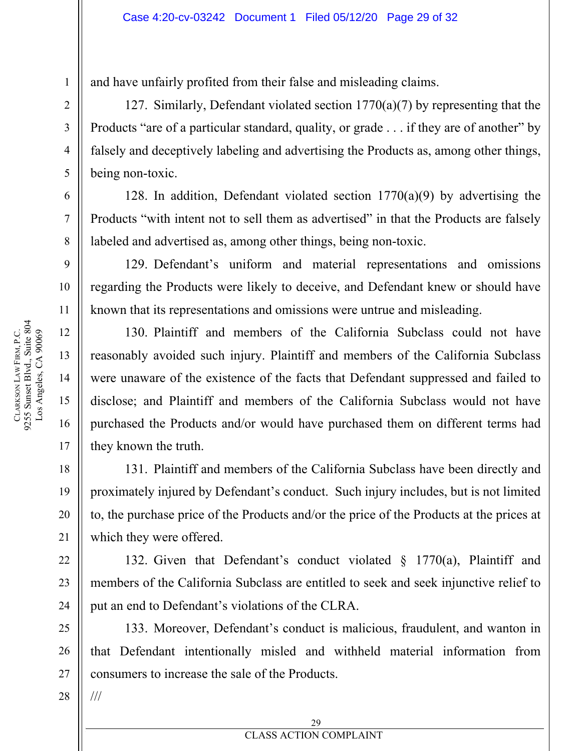and have unfairly profited from their false and misleading claims.

127. Similarly, Defendant violated section 1770(a)(7) by representing that the Products "are of a particular standard, quality, or grade . . . if they are of another" by falsely and deceptively labeling and advertising the Products as, among other things, being non-toxic.

128. In addition, Defendant violated section 1770(a)(9) by advertising the Products "with intent not to sell them as advertised" in that the Products are falsely labeled and advertised as, among other things, being non-toxic.

129. Defendant's uniform and material representations and omissions regarding the Products were likely to deceive, and Defendant knew or should have known that its representations and omissions were untrue and misleading.

130. Plaintiff and members of the California Subclass could not have reasonably avoided such injury. Plaintiff and members of the California Subclass were unaware of the existence of the facts that Defendant suppressed and failed to disclose; and Plaintiff and members of the California Subclass would not have purchased the Products and/or would have purchased them on different terms had they known the truth.

131. Plaintiff and members of the California Subclass have been directly and proximately injured by Defendant's conduct. Such injury includes, but is not limited to, the purchase price of the Products and/or the price of the Products at the prices at which they were offered.

132. Given that Defendant's conduct violated § 1770(a), Plaintiff and members of the California Subclass are entitled to seek and seek injunctive relief to put an end to Defendant's violations of the CLRA.

133. Moreover, Defendant's conduct is malicious, fraudulent, and wanton in that Defendant intentionally misled and withheld material information from consumers to increase the sale of the Products.

///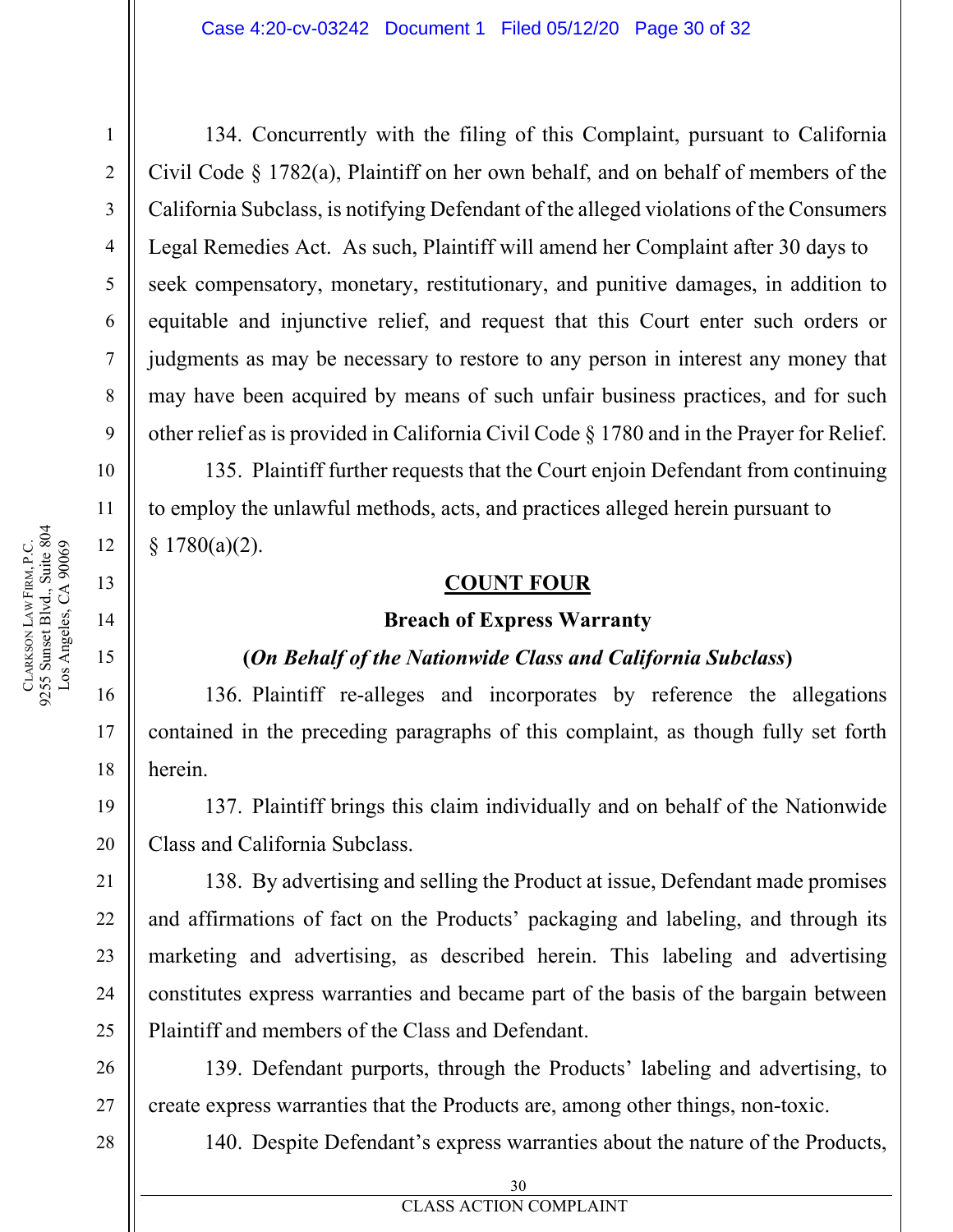134. Concurrently with the filing of this Complaint, pursuant to California Civil Code § 1782(a), Plaintiff on her own behalf, and on behalf of members of the California Subclass, is notifying Defendant of the alleged violations of the Consumers Legal Remedies Act. As such, Plaintiff will amend her Complaint after 30 days to seek compensatory, monetary, restitutionary, and punitive damages, in addition to equitable and injunctive relief, and request that this Court enter such orders or judgments as may be necessary to restore to any person in interest any money that may have been acquired by means of such unfair business practices, and for such other relief as is provided in California Civil Code § 1780 and in the Prayer for Relief.

135. Plaintiff further requests that the Court enjoin Defendant from continuing to employ the unlawful methods, acts, and practices alleged herein pursuant to § 1780(a)(2).

## COUNT FOUR

### Breach of Express Warranty

**(*On Behalf of the Nationwide Class and California Subclass*)**

136. Plaintiff re-alleges and incorporates by reference the allegations contained in the preceding paragraphs of this complaint, as though fully set forth herein.

137. Plaintiff brings this claim individually and on behalf of the Nationwide Class and California Subclass.

138. By advertising and selling the Product at issue, Defendant made promises and affirmations of fact on the Products' packaging and labeling, and through its marketing and advertising, as described herein. This labeling and advertising constitutes express warranties and became part of the basis of the bargain between Plaintiff and members of the Class and Defendant.

139. Defendant purports, through the Products' labeling and advertising, to create express warranties that the Products are, among other things, non-toxic.

140. Despite Defendant's express warranties about the nature of the Products,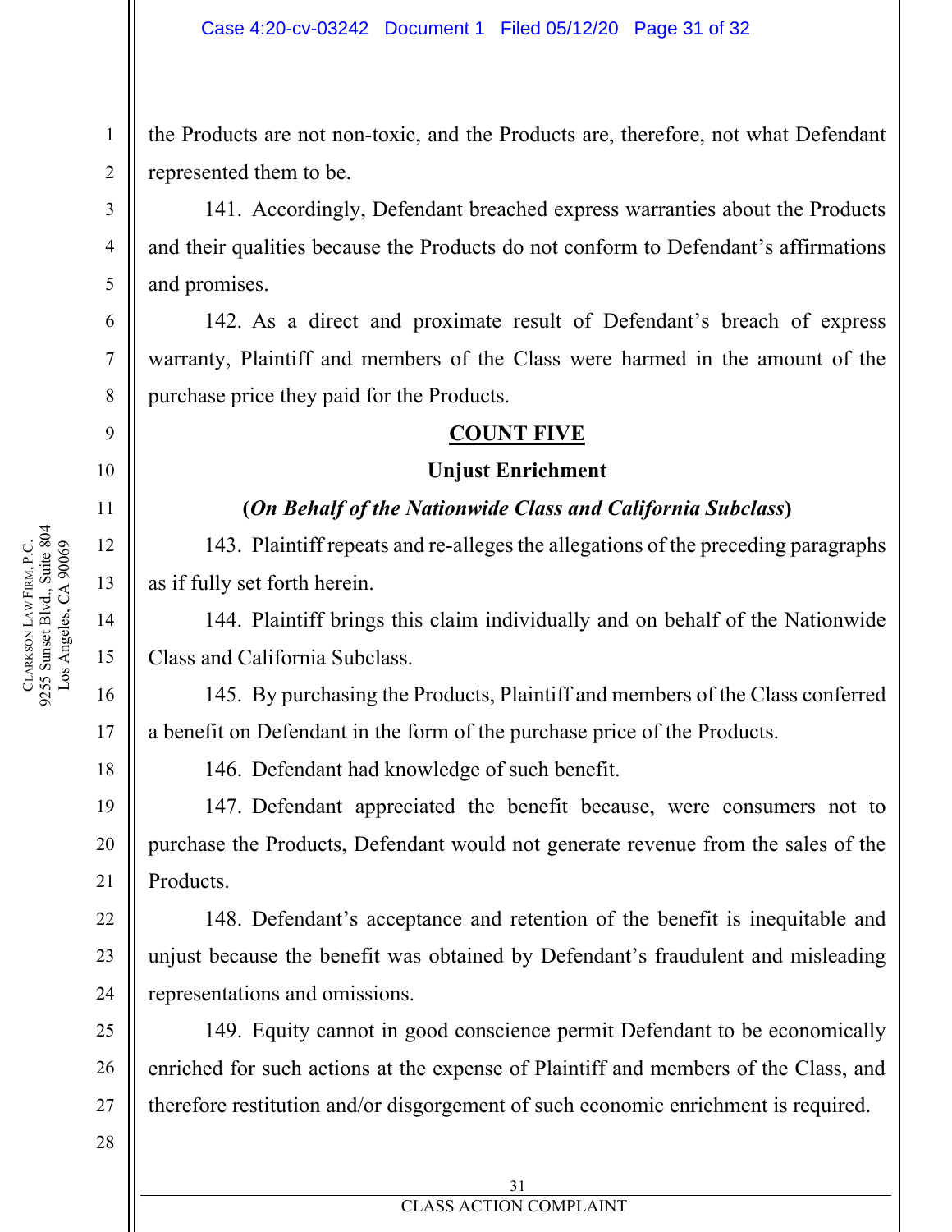the Products are not non-toxic, and the Products are, therefore, not what Defendant represented them to be.

141. Accordingly, Defendant breached express warranties about the Products and their qualities because the Products do not conform to Defendant's affirmations and promises.

142. As a direct and proximate result of Defendant's breach of express warranty, Plaintiff and members of the Class were harmed in the amount of the purchase price they paid for the Products.

**COUNT FIVE**

**Unjust Enrichment**

**(*On Behalf of the Nationwide Class and California Subclass*)**

143. Plaintiff repeats and re-alleges the allegations of the preceding paragraphs as if fully set forth herein.

144. Plaintiff brings this claim individually and on behalf of the Nationwide Class and California Subclass.

145. By purchasing the Products, Plaintiff and members of the Class conferred a benefit on Defendant in the form of the purchase price of the Products.

146. Defendant had knowledge of such benefit.

147. Defendant appreciated the benefit because, were consumers not to purchase the Products, Defendant would not generate revenue from the sales of the Products.

148. Defendant's acceptance and retention of the benefit is inequitable and unjust because the benefit was obtained by Defendant's fraudulent and misleading representations and omissions.

149. Equity cannot in good conscience permit Defendant to be economically enriched for such actions at the expense of Plaintiff and members of the Class, and therefore restitution and/or disgorgement of such economic enrichment is required.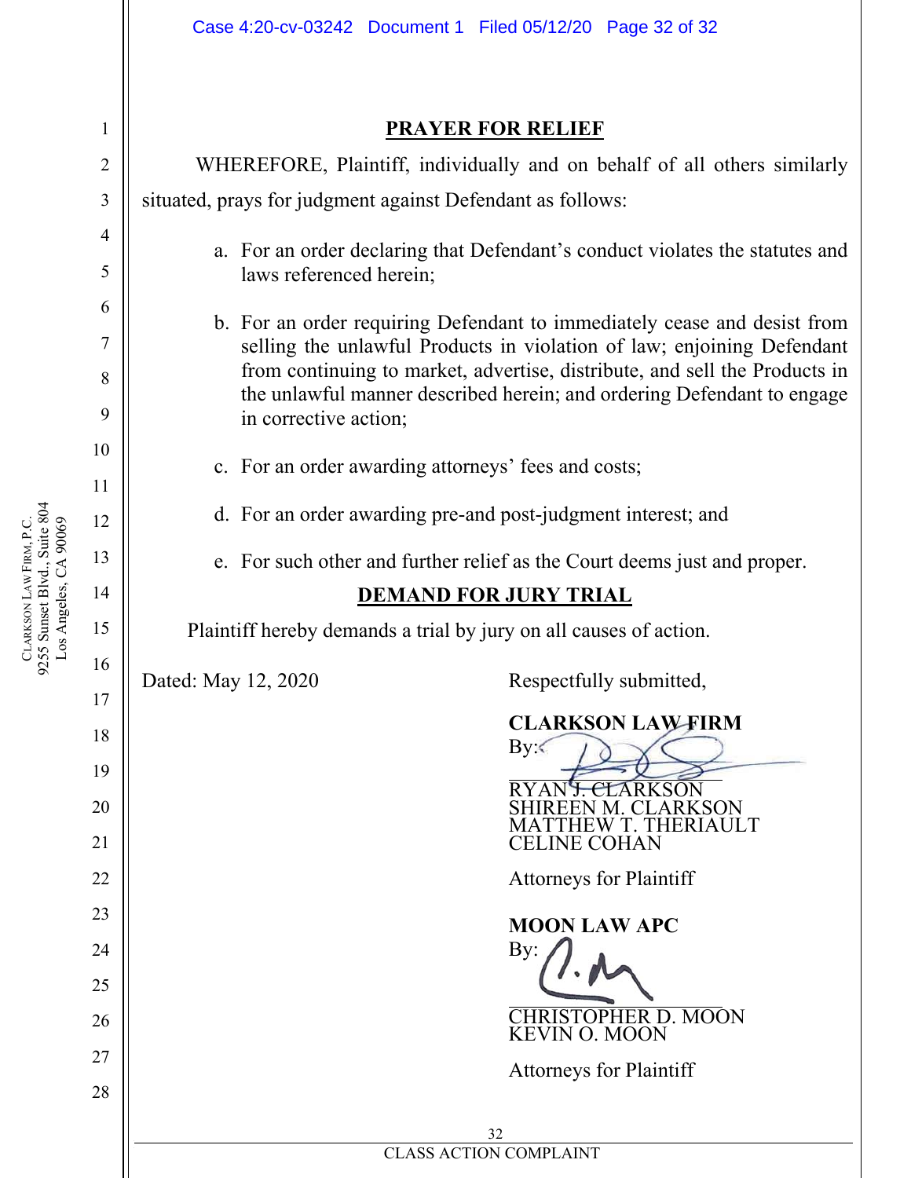## PRAYER FOR RELIEF

WHEREFORE, Plaintiff, individually and on behalf of all others similarly situated, prays for judgment against Defendant as follows:

a. For an order declaring that Defendant's conduct violates the statutes and laws referenced herein;

b. For an order requiring Defendant to immediately cease and desist from selling the unlawful Products in violation of law; enjoining Defendant from continuing to market, advertise, distribute, and sell the Products in the unlawful manner described herein; and ordering Defendant to engage in corrective action;

c. For an order awarding attorneys' fees and costs;

d. For an order awarding pre-and post-judgment interest; and

e. For such other and further relief as the Court deems just and proper.

## DEMAND FOR JURY TRIAL

Plaintiff hereby demands a trial by jury on all causes of action.

Dated: May 12, 2020

Respectfully submitted,

**CLARKSON LAW FIRM**

By: ______________________

RYAN J. CLARKSON
SHIREEN M. CLARKSON
MATTHEW T. THERIAULT
CELINE COHAN

Attorneys for Plaintiff

**MOON LAW APC**

By: ______________________

CHRISTOPHER D. MOON
KEVIN O. MOON

Attorneys for Plaintiff